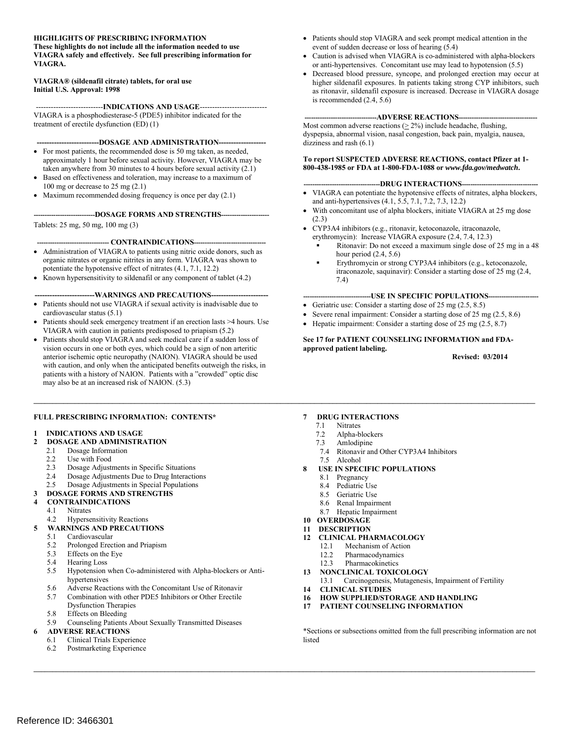**HIGHLIGHTS OF PRESCRIBING INFORMATION**
**These highlights do not include all the information needed to use VIAGRA safely and effectively. See full prescribing information for VIAGRA.**

**VIAGRA® (sildenafil citrate) tablets, for oral use**
**Initial U.S. Approval: 1998**

**---INDICATIONS AND USAGE---**

VIAGRA is a phosphodiesterase-5 (PDE5) inhibitor indicated for the treatment of erectile dysfunction (ED) (1)

**---DOSAGE AND ADMINISTRATION---**

- For most patients, the recommended dose is 50 mg taken, as needed, approximately 1 hour before sexual activity. However, VIAGRA may be taken anywhere from 30 minutes to 4 hours before sexual activity (2.1)
- Based on effectiveness and toleration, may increase to a maximum of 100 mg or decrease to 25 mg (2.1)
- Maximum recommended dosing frequency is once per day (2.1)

**---DOSAGE FORMS AND STRENGTHS---**

Tablets: 25 mg, 50 mg, 100 mg (3)

**---CONTRAINDICATIONS---**

- Administration of VIAGRA to patients using nitric oxide donors, such as organic nitrates or organic nitrites in any form. VIAGRA was shown to potentiate the hypotensive effect of nitrates (4.1, 7.1, 12.2)
- Known hypersensitivity to sildenafil or any component of tablet (4.2)

**---WARNINGS AND PRECAUTIONS---**

- Patients should not use VIAGRA if sexual activity is inadvisable due to cardiovascular status (5.1)
- Patients should seek emergency treatment if an erection lasts >4 hours. Use VIAGRA with caution in patients predisposed to priapism (5.2)
- Patients should stop VIAGRA and seek medical care if a sudden loss of vision occurs in one or both eyes, which could be a sign of non arteritic anterior ischemic optic neuropathy (NAION). VIAGRA should be used with caution, and only when the anticipated benefits outweigh the risks, in patients with a history of NAION. Patients with a "crowded" optic disc may also be at an increased risk of NAION. (5.3)
- Patients should stop VIAGRA and seek prompt medical attention in the event of sudden decrease or loss of hearing (5.4)
- Caution is advised when VIAGRA is co-administered with alpha-blockers or anti-hypertensives. Concomitant use may lead to hypotension (5.5)
- Decreased blood pressure, syncope, and prolonged erection may occur at higher sildenafil exposures. In patients taking strong CYP inhibitors, such as ritonavir, sildenafil exposure is increased. Decrease in VIAGRA dosage is recommended (2.4, 5.6)

**---ADVERSE REACTIONS---**

Most common adverse reactions ($\geq$ 2%) include headache, flushing, dyspepsia, abnormal vision, nasal congestion, back pain, myalgia, nausea, dizziness and rash (6.1)

**To report SUSPECTED ADVERSE REACTIONS, contact Pfizer at 1-800-438-1985 or FDA at 1-800-FDA-1088 or *www.fda.gov/medwatch*.**

**---DRUG INTERACTIONS---**

- VIAGRA can potentiate the hypotensive effects of nitrates, alpha blockers, and anti-hypertensives (4.1, 5.5, 7.1, 7.2, 7.3, 12.2)
- With concomitant use of alpha blockers, initiate VIAGRA at 25 mg dose (2.3)
- CYP3A4 inhibitors (e.g., ritonavir, ketoconazole, itraconazole, erythromycin): Increase VIAGRA exposure (2.4, 7.4, 12.3)
  - Ritonavir: Do not exceed a maximum single dose of 25 mg in a 48 hour period (2.4, 5.6)
  - Erythromycin or strong CYP3A4 inhibitors (e.g., ketoconazole, itraconazole, saquinavir): Consider a starting dose of 25 mg (2.4, 7.4)

**---USE IN SPECIFIC POPULATIONS---**

- Geriatric use: Consider a starting dose of 25 mg (2.5, 8.5)
- Severe renal impairment: Consider a starting dose of 25 mg (2.5, 8.6)
- Hepatic impairment: Consider a starting dose of 25 mg (2.5, 8.7)

**See 17 for PATIENT COUNSELING INFORMATION and FDA-approved patient labeling.**

**Revised: 03/2014**

---

**FULL PRESCRIBING INFORMATION: CONTENTS***

**1 INDICATIONS AND USAGE**
**2 DOSAGE AND ADMINISTRATION**
- 2.1 Dosage Information
- 2.2 Use with Food
- 2.3 Dosage Adjustments in Specific Situations
- 2.4 Dosage Adjustments Due to Drug Interactions
- 2.5 Dosage Adjustments in Special Populations

**3 DOSAGE FORMS AND STRENGTHS**
**4 CONTRAINDICATIONS**
- 4.1 Nitrates
- 4.2 Hypersensitivity Reactions

**5 WARNINGS AND PRECAUTIONS**
- 5.1 Cardiovascular
- 5.2 Prolonged Erection and Priapism
- 5.3 Effects on the Eye
- 5.4 Hearing Loss
- 5.5 Hypotension when Co-administered with Alpha-blockers or Anti-hypertensives
- 5.6 Adverse Reactions with the Concomitant Use of Ritonavir
- 5.7 Combination with other PDE5 Inhibitors or Other Erectile Dysfunction Therapies
- 5.8 Effects on Bleeding
- 5.9 Counseling Patients About Sexually Transmitted Diseases

**6 ADVERSE REACTIONS**
- 6.1 Clinical Trials Experience
- 6.2 Postmarketing Experience

**7 DRUG INTERACTIONS**
- 7.1 Nitrates
- 7.2 Alpha-blockers
- 7.3 Amlodipine
- 7.4 Ritonavir and Other CYP3A4 Inhibitors
- 7.5 Alcohol

**8 USE IN SPECIFIC POPULATIONS**
- 8.1 Pregnancy
- 8.4 Pediatric Use
- 8.5 Geriatric Use
- 8.6 Renal Impairment
- 8.7 Hepatic Impairment

**10 OVERDOSAGE**
**11 DESCRIPTION**
**12 CLINICAL PHARMACOLOGY**
- 12.1 Mechanism of Action
- 12.2 Pharmacodynamics
- 12.3 Pharmacokinetics

**13 NONCLINICAL TOXICOLOGY**
- 13.1 Carcinogenesis, Mutagenesis, Impairment of Fertility

**14 CLINICAL STUDIES**
**16 HOW SUPPLIED/STORAGE AND HANDLING**
**17 PATIENT COUNSELING INFORMATION**

*Sections or subsections omitted from the full prescribing information are not listed

Reference ID: 3466301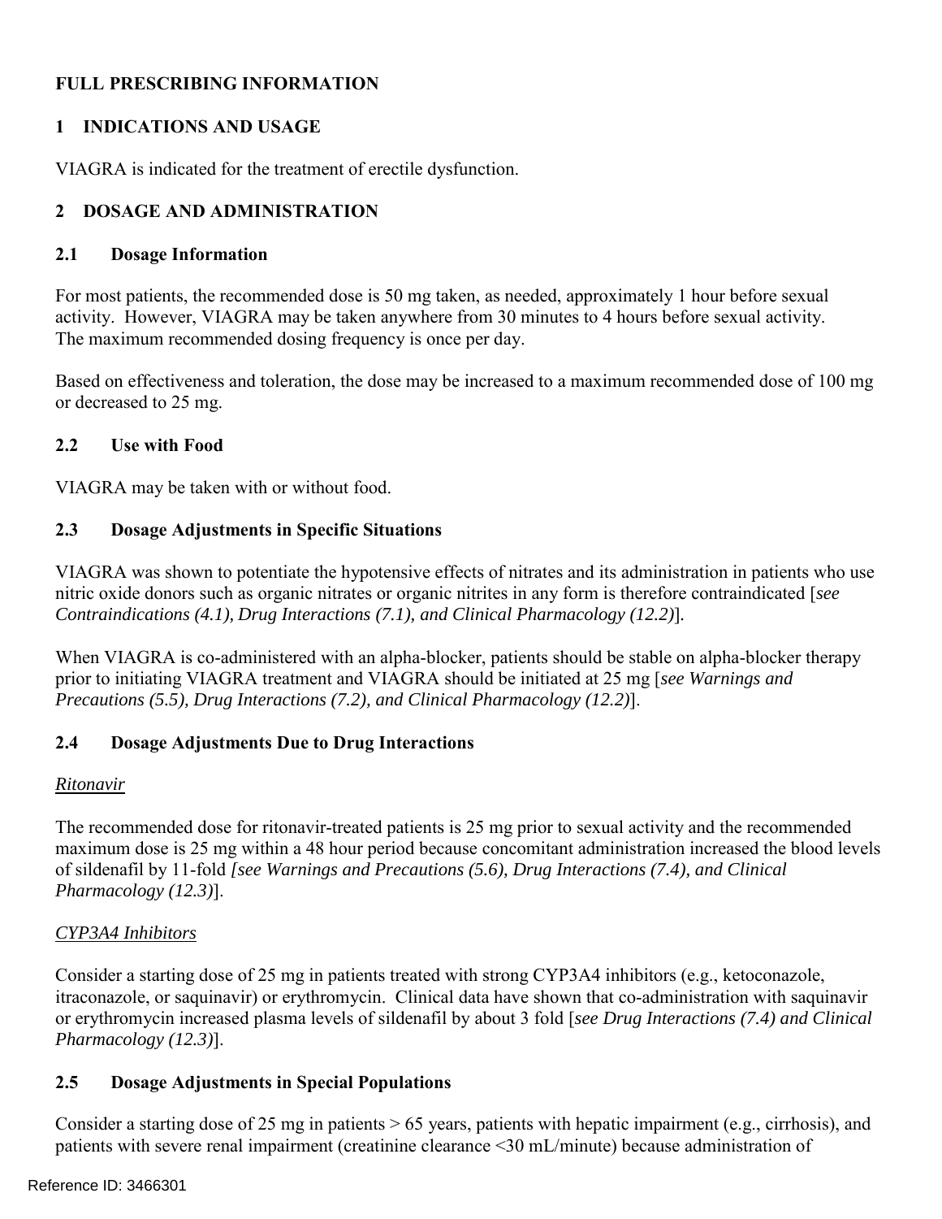# FULL PRESCRIBING INFORMATION

## 1 INDICATIONS AND USAGE

VIAGRA is indicated for the treatment of erectile dysfunction.

## 2 DOSAGE AND ADMINISTRATION

### 2.1 Dosage Information

For most patients, the recommended dose is 50 mg taken, as needed, approximately 1 hour before sexual activity. However, VIAGRA may be taken anywhere from 30 minutes to 4 hours before sexual activity. The maximum recommended dosing frequency is once per day.

Based on effectiveness and toleration, the dose may be increased to a maximum recommended dose of 100 mg or decreased to 25 mg.

### 2.2 Use with Food

VIAGRA may be taken with or without food.

### 2.3 Dosage Adjustments in Specific Situations

VIAGRA was shown to potentiate the hypotensive effects of nitrates and its administration in patients who use nitric oxide donors such as organic nitrates or organic nitrites in any form is therefore contraindicated [*see Contraindications (4.1), Drug Interactions (7.1), and Clinical Pharmacology (12.2)*].

When VIAGRA is co-administered with an alpha-blocker, patients should be stable on alpha-blocker therapy prior to initiating VIAGRA treatment and VIAGRA should be initiated at 25 mg [*see Warnings and Precautions (5.5), Drug Interactions (7.2), and Clinical Pharmacology (12.2)*].

### 2.4 Dosage Adjustments Due to Drug Interactions

*Ritonavir*

The recommended dose for ritonavir-treated patients is 25 mg prior to sexual activity and the recommended maximum dose is 25 mg within a 48 hour period because concomitant administration increased the blood levels of sildenafil by 11-fold *[see Warnings and Precautions (5.6), Drug Interactions (7.4), and Clinical Pharmacology (12.3)*].

*CYP3A4 Inhibitors*

Consider a starting dose of 25 mg in patients treated with strong CYP3A4 inhibitors (e.g., ketoconazole, itraconazole, or saquinavir) or erythromycin. Clinical data have shown that co-administration with saquinavir or erythromycin increased plasma levels of sildenafil by about 3 fold [*see Drug Interactions (7.4) and Clinical Pharmacology (12.3)*].

### 2.5 Dosage Adjustments in Special Populations

Consider a starting dose of 25 mg in patients > 65 years, patients with hepatic impairment (e.g., cirrhosis), and patients with severe renal impairment (creatinine clearance <30 mL/minute) because administration of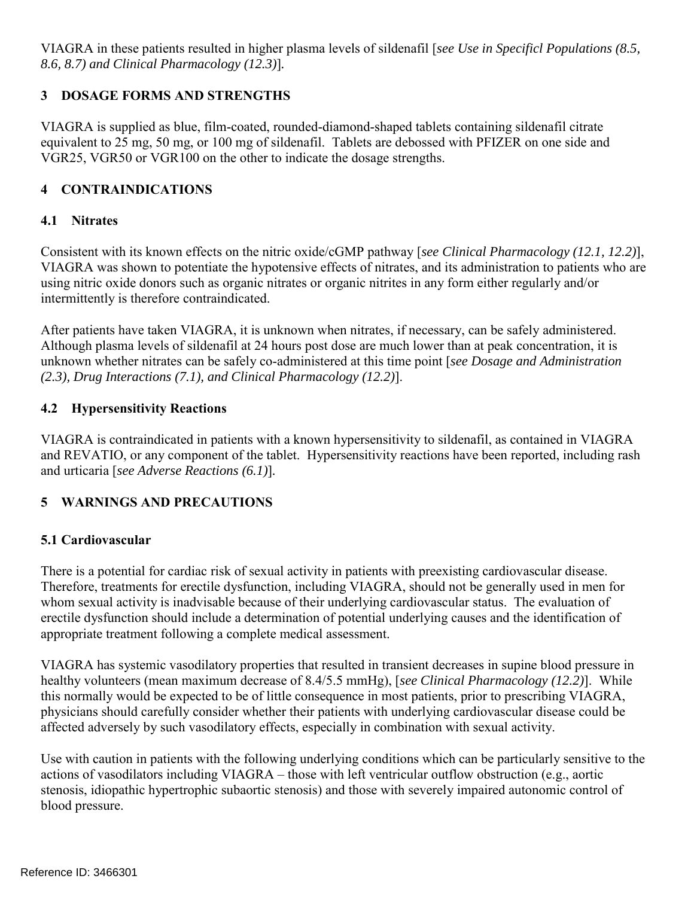VIAGRA in these patients resulted in higher plasma levels of sildenafil [*see Use in Specificl Populations (8.5, 8.6, 8.7) and Clinical Pharmacology (12.3)*].

## 3 DOSAGE FORMS AND STRENGTHS

VIAGRA is supplied as blue, film-coated, rounded-diamond-shaped tablets containing sildenafil citrate equivalent to 25 mg, 50 mg, or 100 mg of sildenafil. Tablets are debossed with PFIZER on one side and VGR25, VGR50 or VGR100 on the other to indicate the dosage strengths.

## 4 CONTRAINDICATIONS

### 4.1 Nitrates

Consistent with its known effects on the nitric oxide/cGMP pathway [*see Clinical Pharmacology (12.1, 12.2)*], VIAGRA was shown to potentiate the hypotensive effects of nitrates, and its administration to patients who are using nitric oxide donors such as organic nitrates or organic nitrites in any form either regularly and/or intermittently is therefore contraindicated.

After patients have taken VIAGRA, it is unknown when nitrates, if necessary, can be safely administered. Although plasma levels of sildenafil at 24 hours post dose are much lower than at peak concentration, it is unknown whether nitrates can be safely co-administered at this time point [*see Dosage and Administration (2.3), Drug Interactions (7.1), and Clinical Pharmacology (12.2)*].

### 4.2 Hypersensitivity Reactions

VIAGRA is contraindicated in patients with a known hypersensitivity to sildenafil, as contained in VIAGRA and REVATIO, or any component of the tablet. Hypersensitivity reactions have been reported, including rash and urticaria [*see Adverse Reactions (6.1)*].

## 5 WARNINGS AND PRECAUTIONS

### 5.1 Cardiovascular

There is a potential for cardiac risk of sexual activity in patients with preexisting cardiovascular disease. Therefore, treatments for erectile dysfunction, including VIAGRA, should not be generally used in men for whom sexual activity is inadvisable because of their underlying cardiovascular status. The evaluation of erectile dysfunction should include a determination of potential underlying causes and the identification of appropriate treatment following a complete medical assessment.

VIAGRA has systemic vasodilatory properties that resulted in transient decreases in supine blood pressure in healthy volunteers (mean maximum decrease of 8.4/5.5 mmHg), [*see Clinical Pharmacology (12.2)*]. While this normally would be expected to be of little consequence in most patients, prior to prescribing VIAGRA, physicians should carefully consider whether their patients with underlying cardiovascular disease could be affected adversely by such vasodilatory effects, especially in combination with sexual activity.

Use with caution in patients with the following underlying conditions which can be particularly sensitive to the actions of vasodilators including VIAGRA – those with left ventricular outflow obstruction (e.g., aortic stenosis, idiopathic hypertrophic subaortic stenosis) and those with severely impaired autonomic control of blood pressure.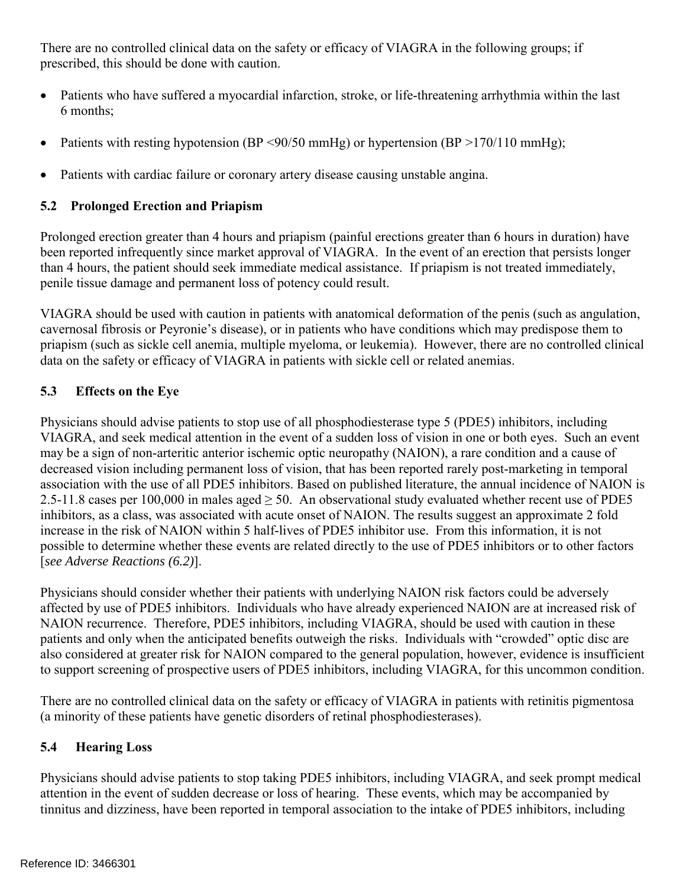There are no controlled clinical data on the safety or efficacy of VIAGRA in the following groups; if prescribed, this should be done with caution.

- Patients who have suffered a myocardial infarction, stroke, or life-threatening arrhythmia within the last 6 months;
- Patients with resting hypotension (BP <90/50 mmHg) or hypertension (BP >170/110 mmHg);
- Patients with cardiac failure or coronary artery disease causing unstable angina.

## 5.2 Prolonged Erection and Priapism

Prolonged erection greater than 4 hours and priapism (painful erections greater than 6 hours in duration) have been reported infrequently since market approval of VIAGRA. In the event of an erection that persists longer than 4 hours, the patient should seek immediate medical assistance. If priapism is not treated immediately, penile tissue damage and permanent loss of potency could result.

VIAGRA should be used with caution in patients with anatomical deformation of the penis (such as angulation, cavernosal fibrosis or Peyronie's disease), or in patients who have conditions which may predispose them to priapism (such as sickle cell anemia, multiple myeloma, or leukemia). However, there are no controlled clinical data on the safety or efficacy of VIAGRA in patients with sickle cell or related anemias.

## 5.3 Effects on the Eye

Physicians should advise patients to stop use of all phosphodiesterase type 5 (PDE5) inhibitors, including VIAGRA, and seek medical attention in the event of a sudden loss of vision in one or both eyes. Such an event may be a sign of non-arteritic anterior ischemic optic neuropathy (NAION), a rare condition and a cause of decreased vision including permanent loss of vision, that has been reported rarely post-marketing in temporal association with the use of all PDE5 inhibitors. Based on published literature, the annual incidence of NAION is 2.5-11.8 cases per 100,000 in males aged ≥ 50. An observational study evaluated whether recent use of PDE5 inhibitors, as a class, was associated with acute onset of NAION. The results suggest an approximate 2 fold increase in the risk of NAION within 5 half-lives of PDE5 inhibitor use. From this information, it is not possible to determine whether these events are related directly to the use of PDE5 inhibitors or to other factors [*see Adverse Reactions (6.2)*].

Physicians should consider whether their patients with underlying NAION risk factors could be adversely affected by use of PDE5 inhibitors. Individuals who have already experienced NAION are at increased risk of NAION recurrence. Therefore, PDE5 inhibitors, including VIAGRA, should be used with caution in these patients and only when the anticipated benefits outweigh the risks. Individuals with "crowded" optic disc are also considered at greater risk for NAION compared to the general population, however, evidence is insufficient to support screening of prospective users of PDE5 inhibitors, including VIAGRA, for this uncommon condition.

There are no controlled clinical data on the safety or efficacy of VIAGRA in patients with retinitis pigmentosa (a minority of these patients have genetic disorders of retinal phosphodiesterases).

## 5.4 Hearing Loss

Physicians should advise patients to stop taking PDE5 inhibitors, including VIAGRA, and seek prompt medical attention in the event of sudden decrease or loss of hearing. These events, which may be accompanied by tinnitus and dizziness, have been reported in temporal association to the intake of PDE5 inhibitors, including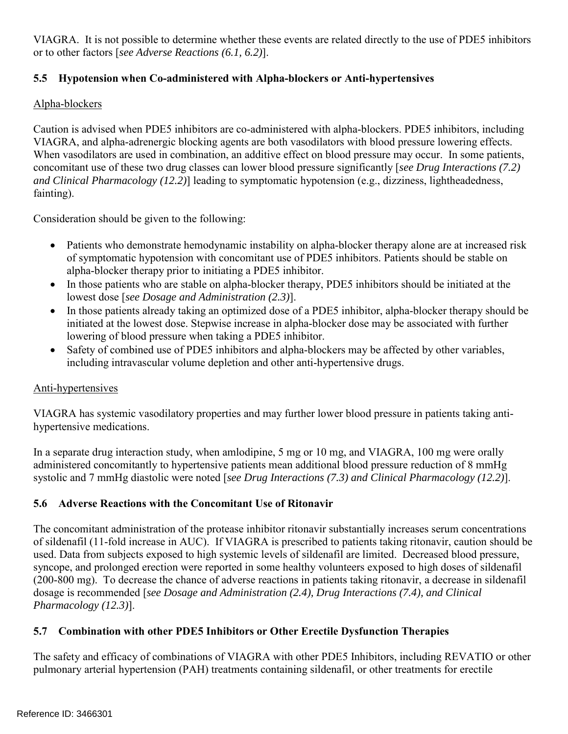VIAGRA. It is not possible to determine whether these events are related directly to the use of PDE5 inhibitors or to other factors [*see Adverse Reactions (6.1, 6.2)*].

### 5.5 Hypotension when Co-administered with Alpha-blockers or Anti-hypertensives

Alpha-blockers

Caution is advised when PDE5 inhibitors are co-administered with alpha-blockers. PDE5 inhibitors, including VIAGRA, and alpha-adrenergic blocking agents are both vasodilators with blood pressure lowering effects. When vasodilators are used in combination, an additive effect on blood pressure may occur. In some patients, concomitant use of these two drug classes can lower blood pressure significantly [*see Drug Interactions (7.2) and Clinical Pharmacology (12.2)*] leading to symptomatic hypotension (e.g., dizziness, lightheadedness, fainting).

Consideration should be given to the following:

- Patients who demonstrate hemodynamic instability on alpha-blocker therapy alone are at increased risk of symptomatic hypotension with concomitant use of PDE5 inhibitors. Patients should be stable on alpha-blocker therapy prior to initiating a PDE5 inhibitor.
- In those patients who are stable on alpha-blocker therapy, PDE5 inhibitors should be initiated at the lowest dose [*see Dosage and Administration (2.3)*].
- In those patients already taking an optimized dose of a PDE5 inhibitor, alpha-blocker therapy should be initiated at the lowest dose. Stepwise increase in alpha-blocker dose may be associated with further lowering of blood pressure when taking a PDE5 inhibitor.
- Safety of combined use of PDE5 inhibitors and alpha-blockers may be affected by other variables, including intravascular volume depletion and other anti-hypertensive drugs.

Anti-hypertensives

VIAGRA has systemic vasodilatory properties and may further lower blood pressure in patients taking anti-hypertensive medications.

In a separate drug interaction study, when amlodipine, 5 mg or 10 mg, and VIAGRA, 100 mg were orally administered concomitantly to hypertensive patients mean additional blood pressure reduction of 8 mmHg systolic and 7 mmHg diastolic were noted [*see Drug Interactions (7.3) and Clinical Pharmacology (12.2)*].

### 5.6 Adverse Reactions with the Concomitant Use of Ritonavir

The concomitant administration of the protease inhibitor ritonavir substantially increases serum concentrations of sildenafil (11-fold increase in AUC). If VIAGRA is prescribed to patients taking ritonavir, caution should be used. Data from subjects exposed to high systemic levels of sildenafil are limited. Decreased blood pressure, syncope, and prolonged erection were reported in some healthy volunteers exposed to high doses of sildenafil (200-800 mg). To decrease the chance of adverse reactions in patients taking ritonavir, a decrease in sildenafil dosage is recommended [*see Dosage and Administration (2.4), Drug Interactions (7.4), and Clinical Pharmacology (12.3)*].

### 5.7 Combination with other PDE5 Inhibitors or Other Erectile Dysfunction Therapies

The safety and efficacy of combinations of VIAGRA with other PDE5 Inhibitors, including REVATIO or other pulmonary arterial hypertension (PAH) treatments containing sildenafil, or other treatments for erectile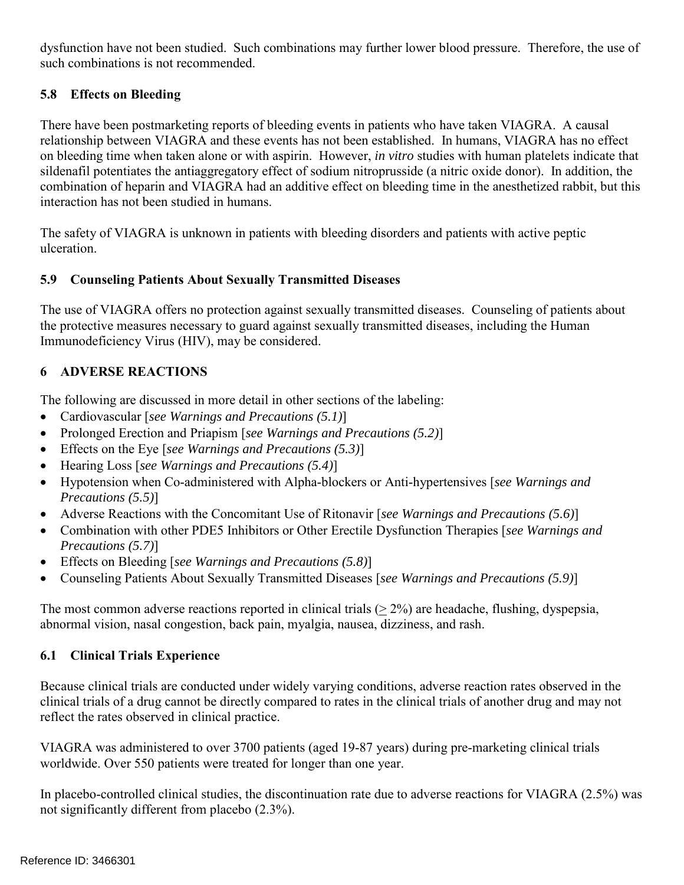dysfunction have not been studied. Such combinations may further lower blood pressure. Therefore, the use of such combinations is not recommended.

### 5.8 Effects on Bleeding

There have been postmarketing reports of bleeding events in patients who have taken VIAGRA. A causal relationship between VIAGRA and these events has not been established. In humans, VIAGRA has no effect on bleeding time when taken alone or with aspirin. However, *in vitro* studies with human platelets indicate that sildenafil potentiates the antiaggregatory effect of sodium nitroprusside (a nitric oxide donor). In addition, the combination of heparin and VIAGRA had an additive effect on bleeding time in the anesthetized rabbit, but this interaction has not been studied in humans.

The safety of VIAGRA is unknown in patients with bleeding disorders and patients with active peptic ulceration.

### 5.9 Counseling Patients About Sexually Transmitted Diseases

The use of VIAGRA offers no protection against sexually transmitted diseases. Counseling of patients about the protective measures necessary to guard against sexually transmitted diseases, including the Human Immunodeficiency Virus (HIV), may be considered.

## 6 ADVERSE REACTIONS

The following are discussed in more detail in other sections of the labeling:

- Cardiovascular [*see Warnings and Precautions (5.1)*]
- Prolonged Erection and Priapism [*see Warnings and Precautions (5.2)*]
- Effects on the Eye [*see Warnings and Precautions (5.3)*]
- Hearing Loss [*see Warnings and Precautions (5.4)*]
- Hypotension when Co-administered with Alpha-blockers or Anti-hypertensives [*see Warnings and Precautions (5.5)*]
- Adverse Reactions with the Concomitant Use of Ritonavir [*see Warnings and Precautions (5.6)*]
- Combination with other PDE5 Inhibitors or Other Erectile Dysfunction Therapies [*see Warnings and Precautions (5.7)*]
- Effects on Bleeding [*see Warnings and Precautions (5.8)*]
- Counseling Patients About Sexually Transmitted Diseases [*see Warnings and Precautions (5.9)*]

The most common adverse reactions reported in clinical trials ($\geq$ 2%) are headache, flushing, dyspepsia, abnormal vision, nasal congestion, back pain, myalgia, nausea, dizziness, and rash.

### 6.1 Clinical Trials Experience

Because clinical trials are conducted under widely varying conditions, adverse reaction rates observed in the clinical trials of a drug cannot be directly compared to rates in the clinical trials of another drug and may not reflect the rates observed in clinical practice.

VIAGRA was administered to over 3700 patients (aged 19-87 years) during pre-marketing clinical trials worldwide. Over 550 patients were treated for longer than one year.

In placebo-controlled clinical studies, the discontinuation rate due to adverse reactions for VIAGRA (2.5%) was not significantly different from placebo (2.3%).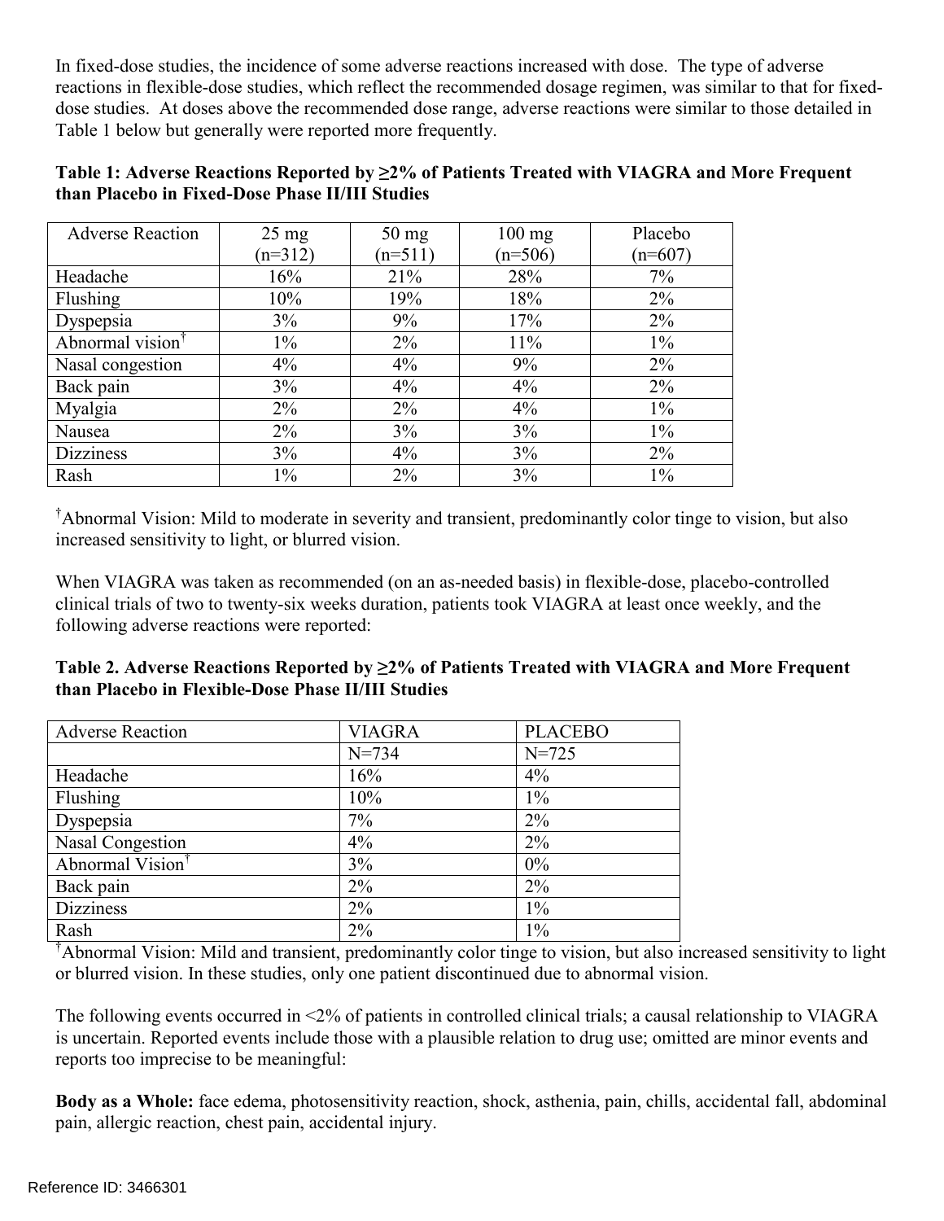In fixed-dose studies, the incidence of some adverse reactions increased with dose. The type of adverse reactions in flexible-dose studies, which reflect the recommended dosage regimen, was similar to that for fixed-dose studies. At doses above the recommended dose range, adverse reactions were similar to those detailed in Table 1 below but generally were reported more frequently.

**Table 1: Adverse Reactions Reported by ≥2% of Patients Treated with VIAGRA and More Frequent than Placebo in Fixed-Dose Phase II/III Studies**

| Adverse Reaction | 25 mg (n=312) | 50 mg (n=511) | 100 mg (n=506) | Placebo (n=607) |
|---|---|---|---|---|
| Headache | 16% | 21% | 28% | 7% |
| Flushing | 10% | 19% | 18% | 2% |
| Dyspepsia | 3% | 9% | 17% | 2% |
| Abnormal vision† | 1% | 2% | 11% | 1% |
| Nasal congestion | 4% | 4% | 9% | 2% |
| Back pain | 3% | 4% | 4% | 2% |
| Myalgia | 2% | 2% | 4% | 1% |
| Nausea | 2% | 3% | 3% | 1% |
| Dizziness | 3% | 4% | 3% | 2% |
| Rash | 1% | 2% | 3% | 1% |

†Abnormal Vision: Mild to moderate in severity and transient, predominantly color tinge to vision, but also increased sensitivity to light, or blurred vision.

When VIAGRA was taken as recommended (on an as-needed basis) in flexible-dose, placebo-controlled clinical trials of two to twenty-six weeks duration, patients took VIAGRA at least once weekly, and the following adverse reactions were reported:

**Table 2. Adverse Reactions Reported by ≥2% of Patients Treated with VIAGRA and More Frequent than Placebo in Flexible-Dose Phase II/III Studies**

| Adverse Reaction | VIAGRA | PLACEBO |
|---|---|---|
| | N=734 | N=725 |
| Headache | 16% | 4% |
| Flushing | 10% | 1% |
| Dyspepsia | 7% | 2% |
| Nasal Congestion | 4% | 2% |
| Abnormal Vision† | 3% | 0% |
| Back pain | 2% | 2% |
| Dizziness | 2% | 1% |
| Rash | 2% | 1% |

†Abnormal Vision: Mild and transient, predominantly color tinge to vision, but also increased sensitivity to light or blurred vision. In these studies, only one patient discontinued due to abnormal vision.

The following events occurred in <2% of patients in controlled clinical trials; a causal relationship to VIAGRA is uncertain. Reported events include those with a plausible relation to drug use; omitted are minor events and reports too imprecise to be meaningful:

**Body as a Whole:** face edema, photosensitivity reaction, shock, asthenia, pain, chills, accidental fall, abdominal pain, allergic reaction, chest pain, accidental injury.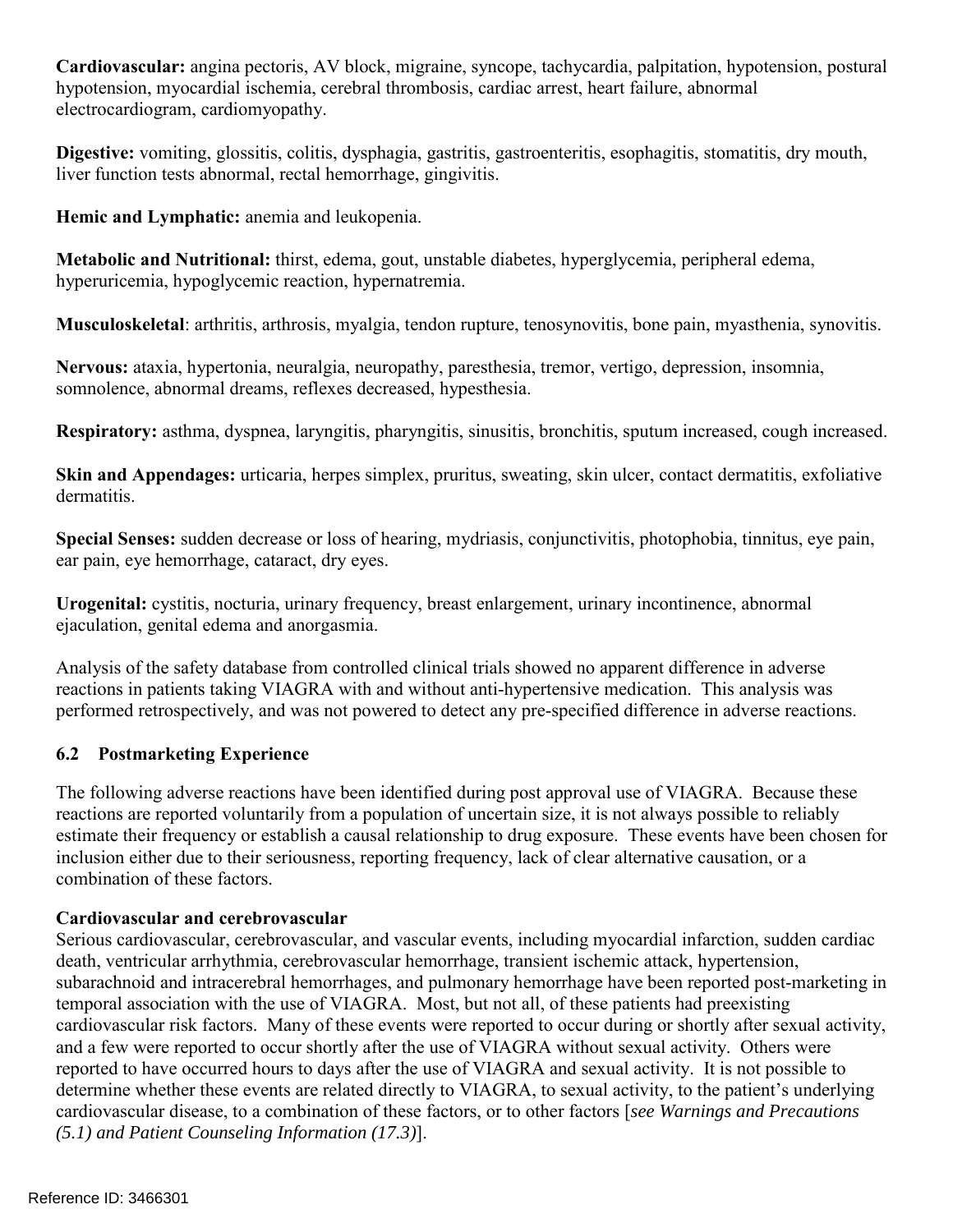**Cardiovascular:** angina pectoris, AV block, migraine, syncope, tachycardia, palpitation, hypotension, postural hypotension, myocardial ischemia, cerebral thrombosis, cardiac arrest, heart failure, abnormal electrocardiogram, cardiomyopathy.

**Digestive:** vomiting, glossitis, colitis, dysphagia, gastritis, gastroenteritis, esophagitis, stomatitis, dry mouth, liver function tests abnormal, rectal hemorrhage, gingivitis.

**Hemic and Lymphatic:** anemia and leukopenia.

**Metabolic and Nutritional:** thirst, edema, gout, unstable diabetes, hyperglycemia, peripheral edema, hyperuricemia, hypoglycemic reaction, hypernatremia.

**Musculoskeletal**: arthritis, arthrosis, myalgia, tendon rupture, tenosynovitis, bone pain, myasthenia, synovitis.

**Nervous:** ataxia, hypertonia, neuralgia, neuropathy, paresthesia, tremor, vertigo, depression, insomnia, somnolence, abnormal dreams, reflexes decreased, hypesthesia.

**Respiratory:** asthma, dyspnea, laryngitis, pharyngitis, sinusitis, bronchitis, sputum increased, cough increased.

**Skin and Appendages:** urticaria, herpes simplex, pruritus, sweating, skin ulcer, contact dermatitis, exfoliative dermatitis.

**Special Senses:** sudden decrease or loss of hearing, mydriasis, conjunctivitis, photophobia, tinnitus, eye pain, ear pain, eye hemorrhage, cataract, dry eyes.

**Urogenital:** cystitis, nocturia, urinary frequency, breast enlargement, urinary incontinence, abnormal ejaculation, genital edema and anorgasmia.

Analysis of the safety database from controlled clinical trials showed no apparent difference in adverse reactions in patients taking VIAGRA with and without anti-hypertensive medication. This analysis was performed retrospectively, and was not powered to detect any pre-specified difference in adverse reactions.

### 6.2 Postmarketing Experience

The following adverse reactions have been identified during post approval use of VIAGRA. Because these reactions are reported voluntarily from a population of uncertain size, it is not always possible to reliably estimate their frequency or establish a causal relationship to drug exposure. These events have been chosen for inclusion either due to their seriousness, reporting frequency, lack of clear alternative causation, or a combination of these factors.

**Cardiovascular and cerebrovascular**

Serious cardiovascular, cerebrovascular, and vascular events, including myocardial infarction, sudden cardiac death, ventricular arrhythmia, cerebrovascular hemorrhage, transient ischemic attack, hypertension, subarachnoid and intracerebral hemorrhages, and pulmonary hemorrhage have been reported post-marketing in temporal association with the use of VIAGRA. Most, but not all, of these patients had preexisting cardiovascular risk factors. Many of these events were reported to occur during or shortly after sexual activity, and a few were reported to occur shortly after the use of VIAGRA without sexual activity. Others were reported to have occurred hours to days after the use of VIAGRA and sexual activity. It is not possible to determine whether these events are related directly to VIAGRA, to sexual activity, to the patient's underlying cardiovascular disease, to a combination of these factors, or to other factors [*see Warnings and Precautions (5.1) and Patient Counseling Information (17.3)*].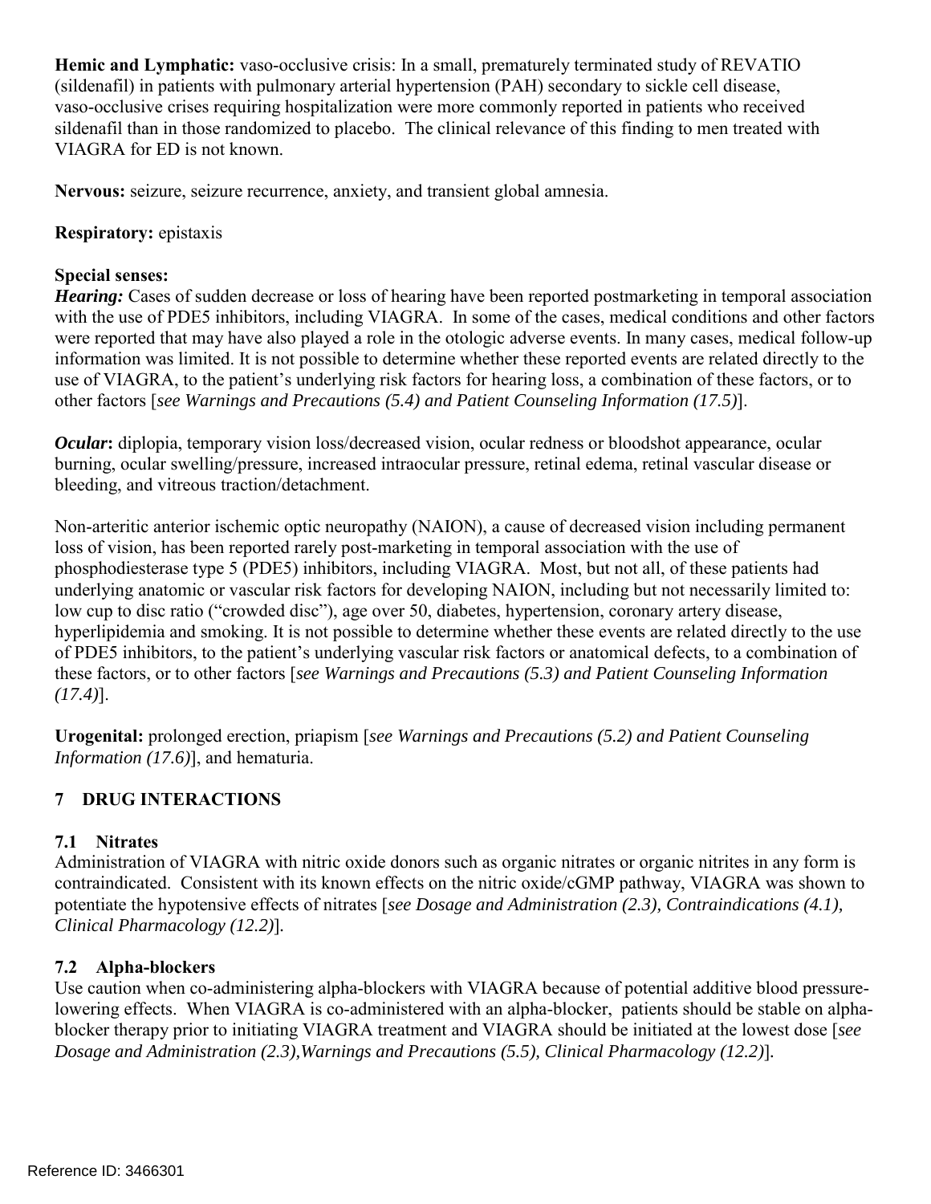**Hemic and Lymphatic:** vaso-occlusive crisis: In a small, prematurely terminated study of REVATIO (sildenafil) in patients with pulmonary arterial hypertension (PAH) secondary to sickle cell disease, vaso-occlusive crises requiring hospitalization were more commonly reported in patients who received sildenafil than in those randomized to placebo. The clinical relevance of this finding to men treated with VIAGRA for ED is not known.

**Nervous:** seizure, seizure recurrence, anxiety, and transient global amnesia.

**Respiratory:** epistaxis

**Special senses:**
***Hearing:*** Cases of sudden decrease or loss of hearing have been reported postmarketing in temporal association with the use of PDE5 inhibitors, including VIAGRA. In some of the cases, medical conditions and other factors were reported that may have also played a role in the otologic adverse events. In many cases, medical follow-up information was limited. It is not possible to determine whether these reported events are related directly to the use of VIAGRA, to the patient's underlying risk factors for hearing loss, a combination of these factors, or to other factors [*see Warnings and Precautions (5.4) and Patient Counseling Information (17.5)*].

***Ocular*:** diplopia, temporary vision loss/decreased vision, ocular redness or bloodshot appearance, ocular burning, ocular swelling/pressure, increased intraocular pressure, retinal edema, retinal vascular disease or bleeding, and vitreous traction/detachment.

Non-arteritic anterior ischemic optic neuropathy (NAION), a cause of decreased vision including permanent loss of vision, has been reported rarely post-marketing in temporal association with the use of phosphodiesterase type 5 (PDE5) inhibitors, including VIAGRA. Most, but not all, of these patients had underlying anatomic or vascular risk factors for developing NAION, including but not necessarily limited to: low cup to disc ratio ("crowded disc"), age over 50, diabetes, hypertension, coronary artery disease, hyperlipidemia and smoking. It is not possible to determine whether these events are related directly to the use of PDE5 inhibitors, to the patient's underlying vascular risk factors or anatomical defects, to a combination of these factors, or to other factors [*see Warnings and Precautions (5.3) and Patient Counseling Information (17.4)*].

**Urogenital:** prolonged erection, priapism [*see Warnings and Precautions (5.2) and Patient Counseling Information (17.6)*], and hematuria.

## 7 DRUG INTERACTIONS

### 7.1 Nitrates

Administration of VIAGRA with nitric oxide donors such as organic nitrates or organic nitrites in any form is contraindicated. Consistent with its known effects on the nitric oxide/cGMP pathway, VIAGRA was shown to potentiate the hypotensive effects of nitrates [*see Dosage and Administration (2.3), Contraindications (4.1), Clinical Pharmacology (12.2)*].

### 7.2 Alpha-blockers

Use caution when co-administering alpha-blockers with VIAGRA because of potential additive blood pressure-lowering effects. When VIAGRA is co-administered with an alpha-blocker, patients should be stable on alpha-blocker therapy prior to initiating VIAGRA treatment and VIAGRA should be initiated at the lowest dose [*see Dosage and Administration (2.3),Warnings and Precautions (5.5), Clinical Pharmacology (12.2)*].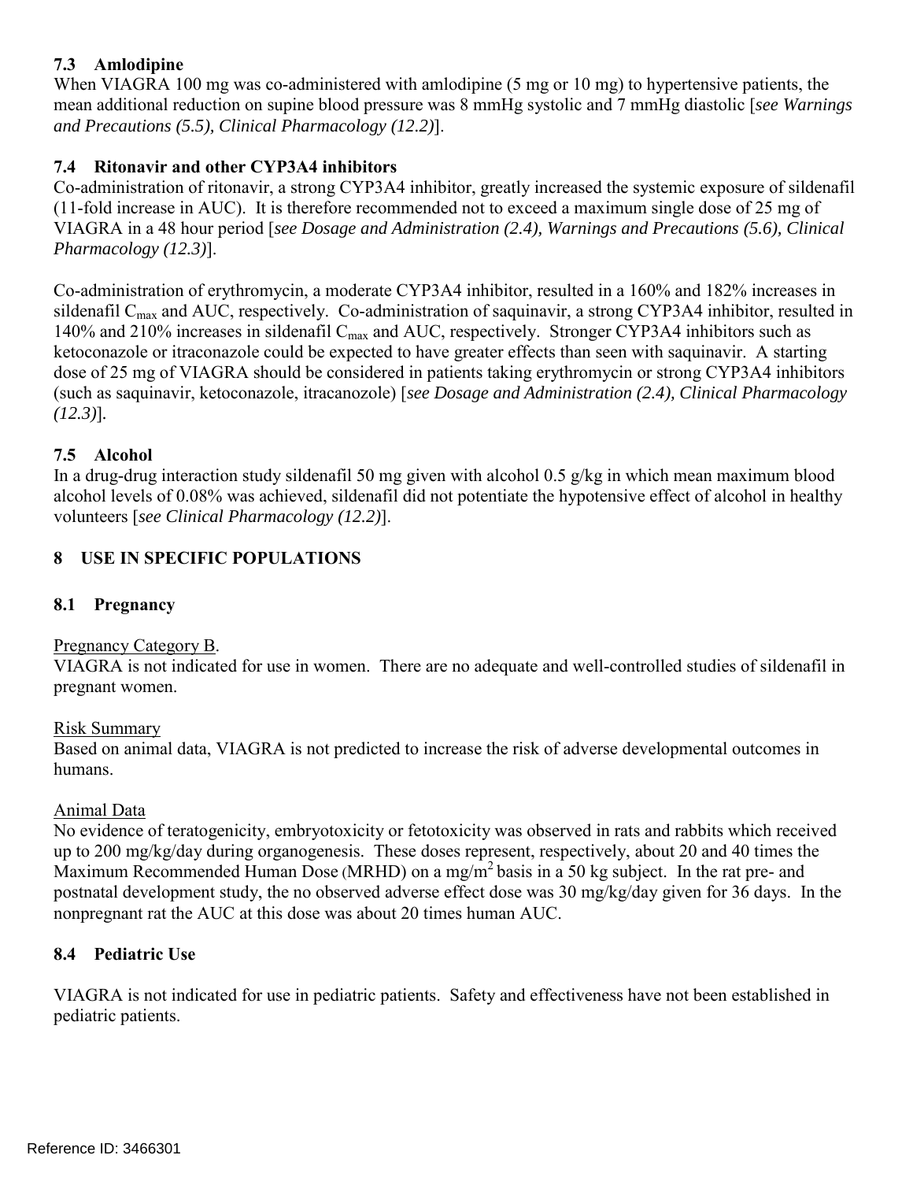### 7.3 Amlodipine

When VIAGRA 100 mg was co-administered with amlodipine (5 mg or 10 mg) to hypertensive patients, the mean additional reduction on supine blood pressure was 8 mmHg systolic and 7 mmHg diastolic [*see Warnings and Precautions (5.5), Clinical Pharmacology (12.2)*].

### 7.4 Ritonavir and other CYP3A4 inhibitors

Co-administration of ritonavir, a strong CYP3A4 inhibitor, greatly increased the systemic exposure of sildenafil (11-fold increase in AUC). It is therefore recommended not to exceed a maximum single dose of 25 mg of VIAGRA in a 48 hour period [*see Dosage and Administration (2.4), Warnings and Precautions (5.6), Clinical Pharmacology (12.3)*].

Co-administration of erythromycin, a moderate CYP3A4 inhibitor, resulted in a 160% and 182% increases in sildenafil $C_{max}$ and AUC, respectively. Co-administration of saquinavir, a strong CYP3A4 inhibitor, resulted in 140% and 210% increases in sildenafil $C_{max}$ and AUC, respectively. Stronger CYP3A4 inhibitors such as ketoconazole or itraconazole could be expected to have greater effects than seen with saquinavir. A starting dose of 25 mg of VIAGRA should be considered in patients taking erythromycin or strong CYP3A4 inhibitors (such as saquinavir, ketoconazole, itracanozole) [*see Dosage and Administration (2.4), Clinical Pharmacology (12.3)*].

### 7.5 Alcohol

In a drug-drug interaction study sildenafil 50 mg given with alcohol 0.5 g/kg in which mean maximum blood alcohol levels of 0.08% was achieved, sildenafil did not potentiate the hypotensive effect of alcohol in healthy volunteers [*see Clinical Pharmacology (12.2)*].

## 8 USE IN SPECIFIC POPULATIONS

### 8.1 Pregnancy

Pregnancy Category B.

VIAGRA is not indicated for use in women. There are no adequate and well-controlled studies of sildenafil in pregnant women.

Risk Summary

Based on animal data, VIAGRA is not predicted to increase the risk of adverse developmental outcomes in humans.

Animal Data

No evidence of teratogenicity, embryotoxicity or fetotoxicity was observed in rats and rabbits which received up to 200 mg/kg/day during organogenesis. These doses represent, respectively, about 20 and 40 times the Maximum Recommended Human Dose (MRHD) on a mg/$m^2$ basis in a 50 kg subject. In the rat pre- and postnatal development study, the no observed adverse effect dose was 30 mg/kg/day given for 36 days. In the nonpregnant rat the AUC at this dose was about 20 times human AUC.

### 8.4 Pediatric Use

VIAGRA is not indicated for use in pediatric patients. Safety and effectiveness have not been established in pediatric patients.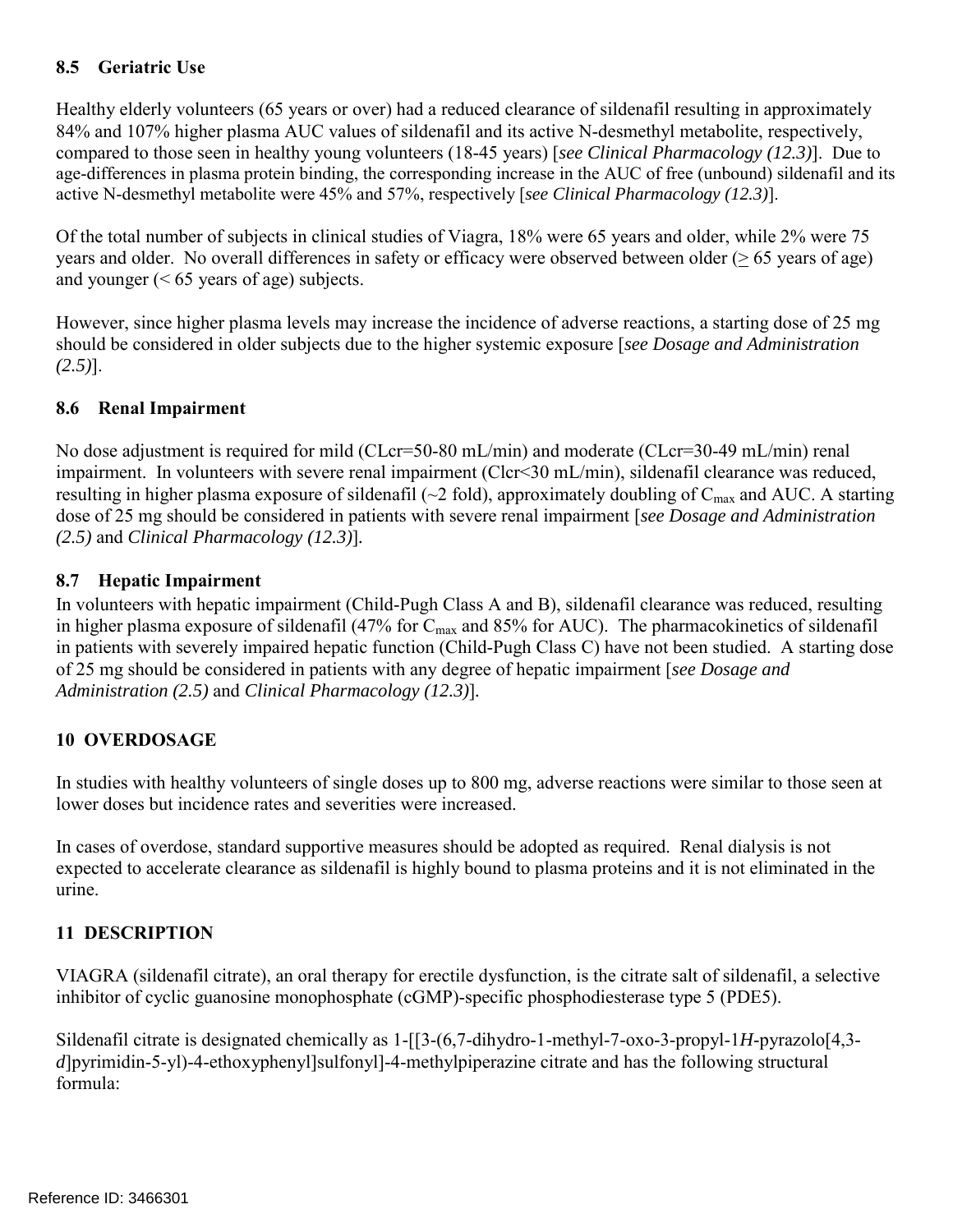### 8.5 Geriatric Use

Healthy elderly volunteers (65 years or over) had a reduced clearance of sildenafil resulting in approximately 84% and 107% higher plasma AUC values of sildenafil and its active N-desmethyl metabolite, respectively, compared to those seen in healthy young volunteers (18-45 years) [*see Clinical Pharmacology (12.3)*]. Due to age-differences in plasma protein binding, the corresponding increase in the AUC of free (unbound) sildenafil and its active N-desmethyl metabolite were 45% and 57%, respectively [*see Clinical Pharmacology (12.3)*].

Of the total number of subjects in clinical studies of Viagra, 18% were 65 years and older, while 2% were 75 years and older. No overall differences in safety or efficacy were observed between older ($\geq$ 65 years of age) and younger (< 65 years of age) subjects.

However, since higher plasma levels may increase the incidence of adverse reactions, a starting dose of 25 mg should be considered in older subjects due to the higher systemic exposure [*see Dosage and Administration (2.5)*].

### 8.6 Renal Impairment

No dose adjustment is required for mild (CLcr=50-80 mL/min) and moderate (CLcr=30-49 mL/min) renal impairment. In volunteers with severe renal impairment (Clcr<30 mL/min), sildenafil clearance was reduced, resulting in higher plasma exposure of sildenafil (~2 fold), approximately doubling of $C_{max}$ and AUC. A starting dose of 25 mg should be considered in patients with severe renal impairment [*see Dosage and Administration (2.5)* and *Clinical Pharmacology (12.3)*].

### 8.7 Hepatic Impairment

In volunteers with hepatic impairment (Child-Pugh Class A and B), sildenafil clearance was reduced, resulting in higher plasma exposure of sildenafil (47% for $C_{max}$ and 85% for AUC). The pharmacokinetics of sildenafil in patients with severely impaired hepatic function (Child-Pugh Class C) have not been studied. A starting dose of 25 mg should be considered in patients with any degree of hepatic impairment [*see Dosage and Administration (2.5)* and *Clinical Pharmacology (12.3)*].

## 10 OVERDOSAGE

In studies with healthy volunteers of single doses up to 800 mg, adverse reactions were similar to those seen at lower doses but incidence rates and severities were increased.

In cases of overdose, standard supportive measures should be adopted as required. Renal dialysis is not expected to accelerate clearance as sildenafil is highly bound to plasma proteins and it is not eliminated in the urine.

## 11 DESCRIPTION

VIAGRA (sildenafil citrate), an oral therapy for erectile dysfunction, is the citrate salt of sildenafil, a selective inhibitor of cyclic guanosine monophosphate (cGMP)-specific phosphodiesterase type 5 (PDE5).

Sildenafil citrate is designated chemically as 1-[[3-(6,7-dihydro-1-methyl-7-oxo-3-propyl-1*H*-pyrazolo[4,3-*d*]pyrimidin-5-yl)-4-ethoxyphenyl]sulfonyl]-4-methylpiperazine citrate and has the following structural formula: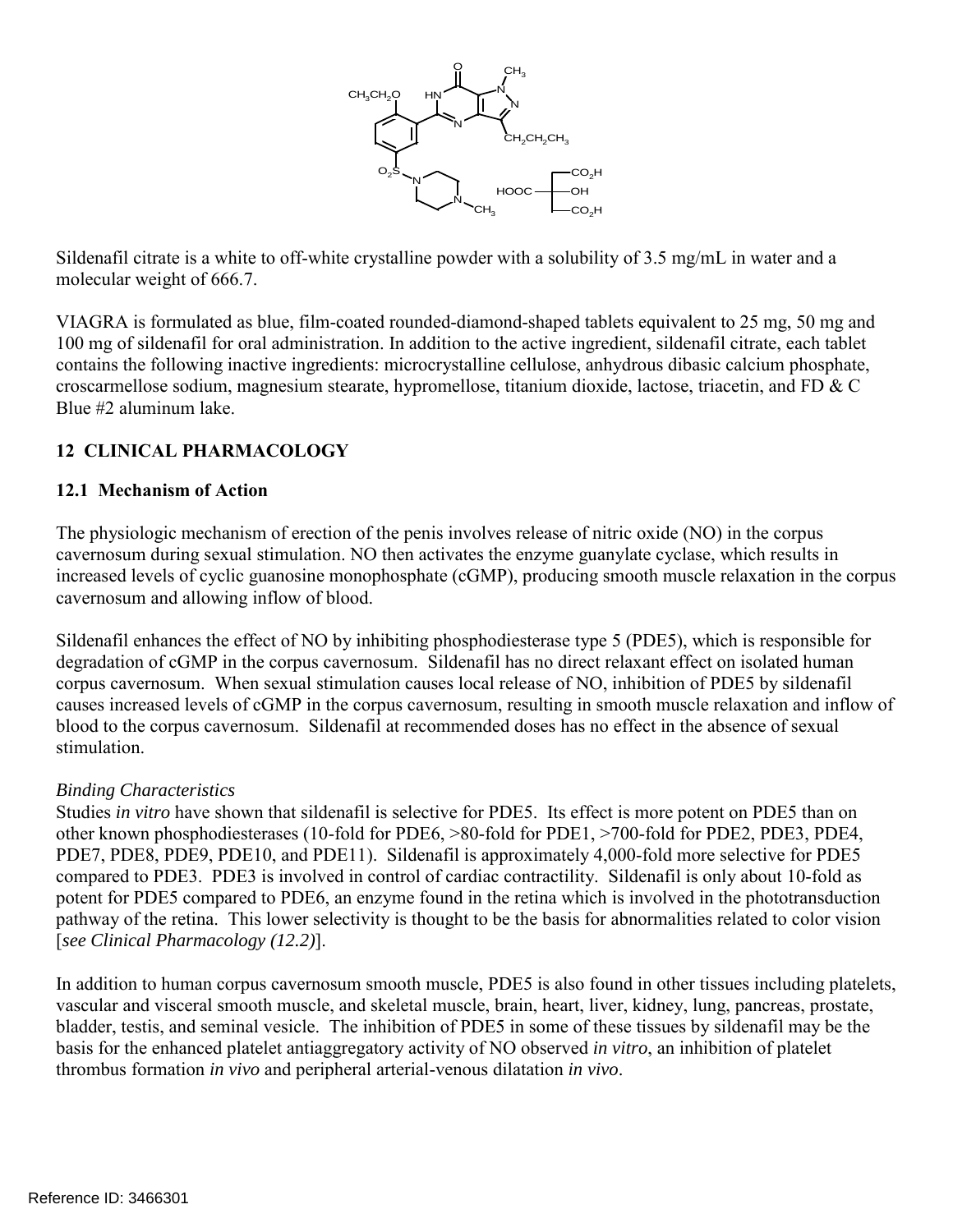Sildenafil citrate is a white to off-white crystalline powder with a solubility of 3.5 mg/mL in water and a molecular weight of 666.7.

VIAGRA is formulated as blue, film-coated rounded-diamond-shaped tablets equivalent to 25 mg, 50 mg and 100 mg of sildenafil for oral administration. In addition to the active ingredient, sildenafil citrate, each tablet contains the following inactive ingredients: microcrystalline cellulose, anhydrous dibasic calcium phosphate, croscarmellose sodium, magnesium stearate, hypromellose, titanium dioxide, lactose, triacetin, and FD & C Blue #2 aluminum lake.

## 12 CLINICAL PHARMACOLOGY

### 12.1 Mechanism of Action

The physiologic mechanism of erection of the penis involves release of nitric oxide (NO) in the corpus cavernosum during sexual stimulation. NO then activates the enzyme guanylate cyclase, which results in increased levels of cyclic guanosine monophosphate (cGMP), producing smooth muscle relaxation in the corpus cavernosum and allowing inflow of blood.

Sildenafil enhances the effect of NO by inhibiting phosphodiesterase type 5 (PDE5), which is responsible for degradation of cGMP in the corpus cavernosum. Sildenafil has no direct relaxant effect on isolated human corpus cavernosum. When sexual stimulation causes local release of NO, inhibition of PDE5 by sildenafil causes increased levels of cGMP in the corpus cavernosum, resulting in smooth muscle relaxation and inflow of blood to the corpus cavernosum. Sildenafil at recommended doses has no effect in the absence of sexual stimulation.

*Binding Characteristics*

Studies *in vitro* have shown that sildenafil is selective for PDE5. Its effect is more potent on PDE5 than on other known phosphodiesterases (10-fold for PDE6, >80-fold for PDE1, >700-fold for PDE2, PDE3, PDE4, PDE7, PDE8, PDE9, PDE10, and PDE11). Sildenafil is approximately 4,000-fold more selective for PDE5 compared to PDE3. PDE3 is involved in control of cardiac contractility. Sildenafil is only about 10-fold as potent for PDE5 compared to PDE6, an enzyme found in the retina which is involved in the phototransduction pathway of the retina. This lower selectivity is thought to be the basis for abnormalities related to color vision [*see Clinical Pharmacology (12.2)*].

In addition to human corpus cavernosum smooth muscle, PDE5 is also found in other tissues including platelets, vascular and visceral smooth muscle, and skeletal muscle, brain, heart, liver, kidney, lung, pancreas, prostate, bladder, testis, and seminal vesicle. The inhibition of PDE5 in some of these tissues by sildenafil may be the basis for the enhanced platelet antiaggregatory activity of NO observed *in vitro*, an inhibition of platelet thrombus formation *in vivo* and peripheral arterial-venous dilatation *in vivo*.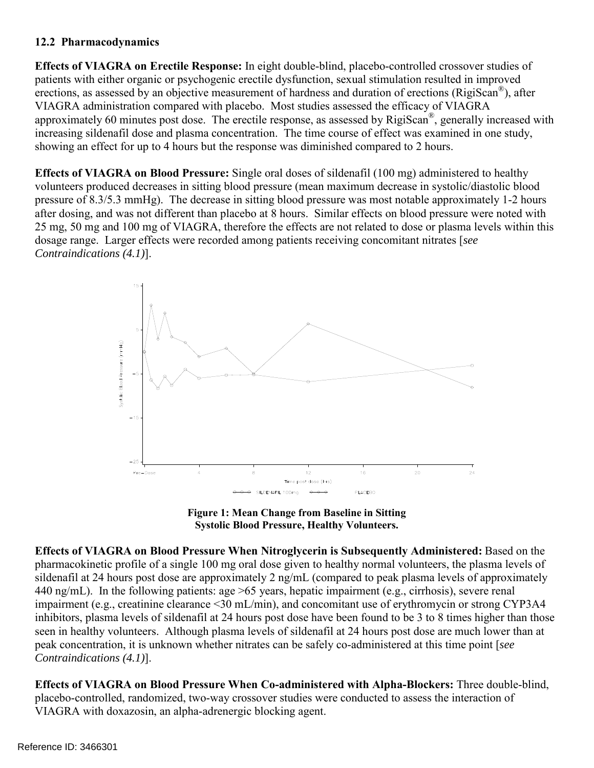### 12.2 Pharmacodynamics

**Effects of VIAGRA on Erectile Response:** In eight double-blind, placebo-controlled crossover studies of patients with either organic or psychogenic erectile dysfunction, sexual stimulation resulted in improved erections, as assessed by an objective measurement of hardness and duration of erections (RigiScan®), after VIAGRA administration compared with placebo. Most studies assessed the efficacy of VIAGRA approximately 60 minutes post dose. The erectile response, as assessed by RigiScan®, generally increased with increasing sildenafil dose and plasma concentration. The time course of effect was examined in one study, showing an effect for up to 4 hours but the response was diminished compared to 2 hours.

**Effects of VIAGRA on Blood Pressure:** Single oral doses of sildenafil (100 mg) administered to healthy volunteers produced decreases in sitting blood pressure (mean maximum decrease in systolic/diastolic blood pressure of 8.3/5.3 mmHg). The decrease in sitting blood pressure was most notable approximately 1-2 hours after dosing, and was not different than placebo at 8 hours. Similar effects on blood pressure were noted with 25 mg, 50 mg and 100 mg of VIAGRA, therefore the effects are not related to dose or plasma levels within this dosage range. Larger effects were recorded among patients receiving concomitant nitrates [*see Contraindications (4.1)*].

**Figure 1: Mean Change from Baseline in Sitting Systolic Blood Pressure, Healthy Volunteers.**

**Effects of VIAGRA on Blood Pressure When Nitroglycerin is Subsequently Administered:** Based on the pharmacokinetic profile of a single 100 mg oral dose given to healthy normal volunteers, the plasma levels of sildenafil at 24 hours post dose are approximately 2 ng/mL (compared to peak plasma levels of approximately 440 ng/mL). In the following patients: age >65 years, hepatic impairment (e.g., cirrhosis), severe renal impairment (e.g., creatinine clearance <30 mL/min), and concomitant use of erythromycin or strong CYP3A4 inhibitors, plasma levels of sildenafil at 24 hours post dose have been found to be 3 to 8 times higher than those seen in healthy volunteers. Although plasma levels of sildenafil at 24 hours post dose are much lower than at peak concentration, it is unknown whether nitrates can be safely co-administered at this time point [*see Contraindications (4.1)*].

**Effects of VIAGRA on Blood Pressure When Co-administered with Alpha-Blockers:** Three double-blind, placebo-controlled, randomized, two-way crossover studies were conducted to assess the interaction of VIAGRA with doxazosin, an alpha-adrenergic blocking agent.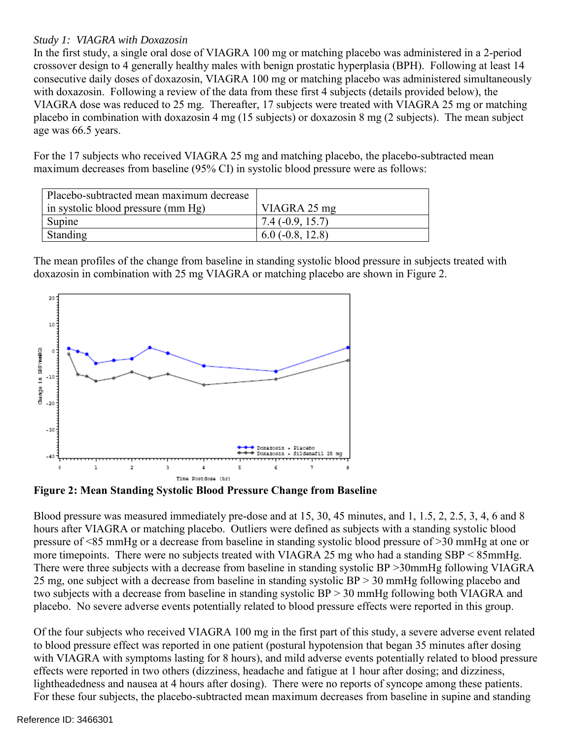*Study 1: VIAGRA with Doxazosin*

In the first study, a single oral dose of VIAGRA 100 mg or matching placebo was administered in a 2-period crossover design to 4 generally healthy males with benign prostatic hyperplasia (BPH). Following at least 14 consecutive daily doses of doxazosin, VIAGRA 100 mg or matching placebo was administered simultaneously with doxazosin. Following a review of the data from these first 4 subjects (details provided below), the VIAGRA dose was reduced to 25 mg. Thereafter, 17 subjects were treated with VIAGRA 25 mg or matching placebo in combination with doxazosin 4 mg (15 subjects) or doxazosin 8 mg (2 subjects). The mean subject age was 66.5 years.

For the 17 subjects who received VIAGRA 25 mg and matching placebo, the placebo-subtracted mean maximum decreases from baseline (95% CI) in systolic blood pressure were as follows:

| Placebo-subtracted mean maximum decrease in systolic blood pressure (mm Hg) | VIAGRA 25 mg |
|---|---|
| Supine | 7.4 (-0.9, 15.7) |
| Standing | 6.0 (-0.8, 12.8) |

The mean profiles of the change from baseline in standing systolic blood pressure in subjects treated with doxazosin in combination with 25 mg VIAGRA or matching placebo are shown in Figure 2.

**Figure 2: Mean Standing Systolic Blood Pressure Change from Baseline**

Blood pressure was measured immediately pre-dose and at 15, 30, 45 minutes, and 1, 1.5, 2, 2.5, 3, 4, 6 and 8 hours after VIAGRA or matching placebo. Outliers were defined as subjects with a standing systolic blood pressure of <85 mmHg or a decrease from baseline in standing systolic blood pressure of >30 mmHg at one or more timepoints. There were no subjects treated with VIAGRA 25 mg who had a standing SBP < 85mmHg. There were three subjects with a decrease from baseline in standing systolic BP >30mmHg following VIAGRA 25 mg, one subject with a decrease from baseline in standing systolic BP > 30 mmHg following placebo and two subjects with a decrease from baseline in standing systolic BP > 30 mmHg following both VIAGRA and placebo. No severe adverse events potentially related to blood pressure effects were reported in this group.

Of the four subjects who received VIAGRA 100 mg in the first part of this study, a severe adverse event related to blood pressure effect was reported in one patient (postural hypotension that began 35 minutes after dosing with VIAGRA with symptoms lasting for 8 hours), and mild adverse events potentially related to blood pressure effects were reported in two others (dizziness, headache and fatigue at 1 hour after dosing; and dizziness, lightheadedness and nausea at 4 hours after dosing). There were no reports of syncope among these patients. For these four subjects, the placebo-subtracted mean maximum decreases from baseline in supine and standing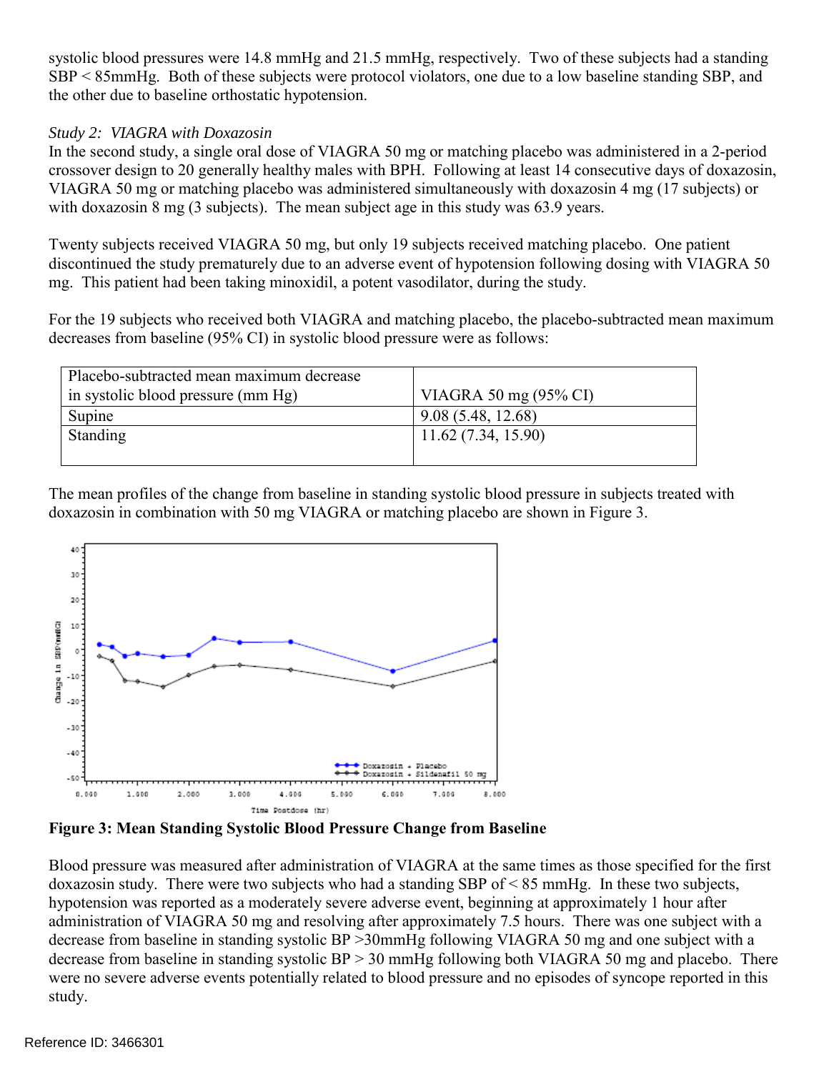systolic blood pressures were 14.8 mmHg and 21.5 mmHg, respectively. Two of these subjects had a standing SBP < 85mmHg. Both of these subjects were protocol violators, one due to a low baseline standing SBP, and the other due to baseline orthostatic hypotension.

*Study 2: VIAGRA with Doxazosin*

In the second study, a single oral dose of VIAGRA 50 mg or matching placebo was administered in a 2-period crossover design to 20 generally healthy males with BPH. Following at least 14 consecutive days of doxazosin, VIAGRA 50 mg or matching placebo was administered simultaneously with doxazosin 4 mg (17 subjects) or with doxazosin 8 mg (3 subjects). The mean subject age in this study was 63.9 years.

Twenty subjects received VIAGRA 50 mg, but only 19 subjects received matching placebo. One patient discontinued the study prematurely due to an adverse event of hypotension following dosing with VIAGRA 50 mg. This patient had been taking minoxidil, a potent vasodilator, during the study.

For the 19 subjects who received both VIAGRA and matching placebo, the placebo-subtracted mean maximum decreases from baseline (95% CI) in systolic blood pressure were as follows:

| Placebo-subtracted mean maximum decrease in systolic blood pressure (mm Hg) | VIAGRA 50 mg (95% CI) |
|---|---|
| Supine | 9.08 (5.48, 12.68) |
| Standing | 11.62 (7.34, 15.90) |

The mean profiles of the change from baseline in standing systolic blood pressure in subjects treated with doxazosin in combination with 50 mg VIAGRA or matching placebo are shown in Figure 3.

**Figure 3: Mean Standing Systolic Blood Pressure Change from Baseline**

Blood pressure was measured after administration of VIAGRA at the same times as those specified for the first doxazosin study. There were two subjects who had a standing SBP of < 85 mmHg. In these two subjects, hypotension was reported as a moderately severe adverse event, beginning at approximately 1 hour after administration of VIAGRA 50 mg and resolving after approximately 7.5 hours. There was one subject with a decrease from baseline in standing systolic BP >30mmHg following VIAGRA 50 mg and one subject with a decrease from baseline in standing systolic BP > 30 mmHg following both VIAGRA 50 mg and placebo. There were no severe adverse events potentially related to blood pressure and no episodes of syncope reported in this study.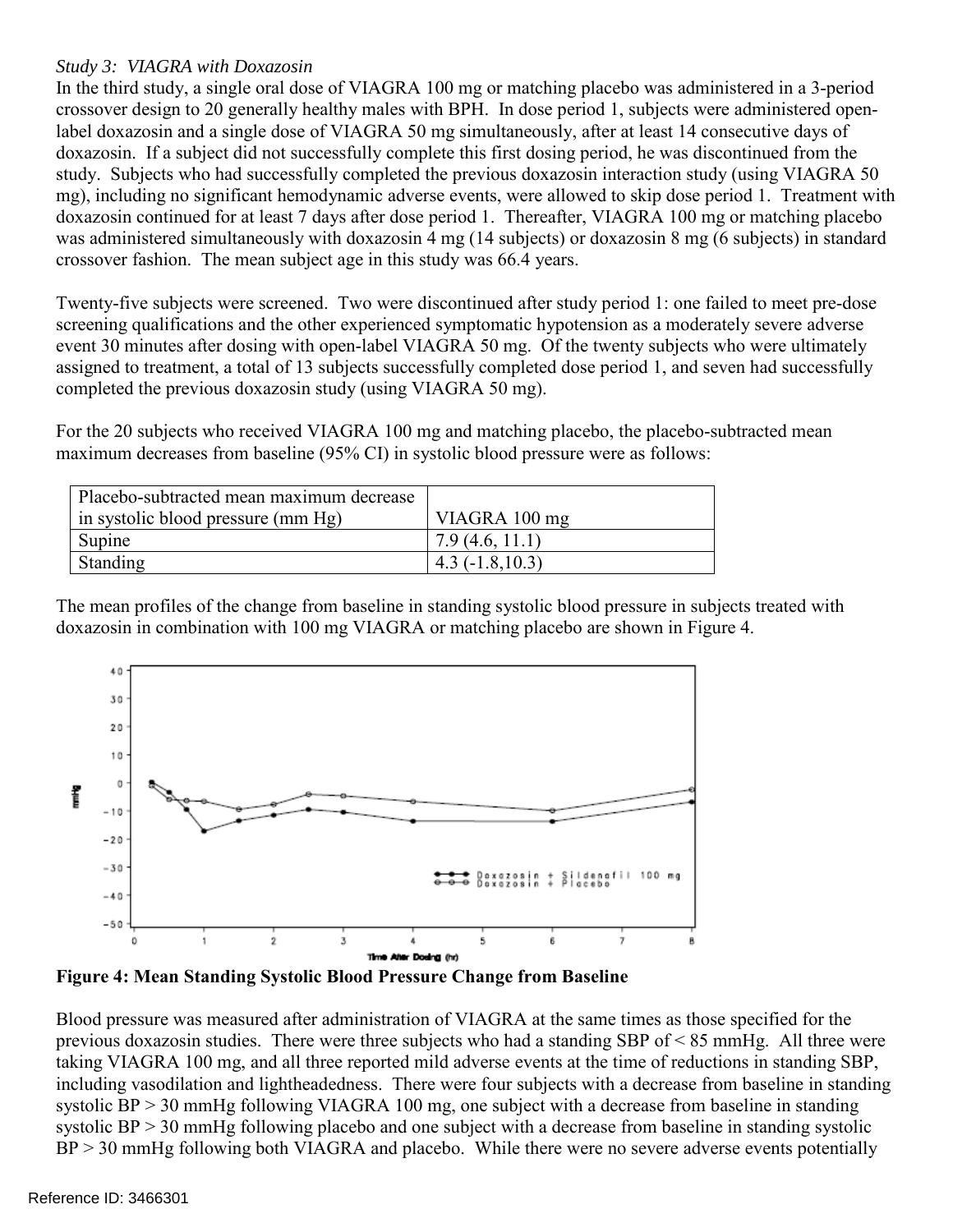*Study 3: VIAGRA with Doxazosin*

In the third study, a single oral dose of VIAGRA 100 mg or matching placebo was administered in a 3-period crossover design to 20 generally healthy males with BPH. In dose period 1, subjects were administered open-label doxazosin and a single dose of VIAGRA 50 mg simultaneously, after at least 14 consecutive days of doxazosin. If a subject did not successfully complete this first dosing period, he was discontinued from the study. Subjects who had successfully completed the previous doxazosin interaction study (using VIAGRA 50 mg), including no significant hemodynamic adverse events, were allowed to skip dose period 1. Treatment with doxazosin continued for at least 7 days after dose period 1. Thereafter, VIAGRA 100 mg or matching placebo was administered simultaneously with doxazosin 4 mg (14 subjects) or doxazosin 8 mg (6 subjects) in standard crossover fashion. The mean subject age in this study was 66.4 years.

Twenty-five subjects were screened. Two were discontinued after study period 1: one failed to meet pre-dose screening qualifications and the other experienced symptomatic hypotension as a moderately severe adverse event 30 minutes after dosing with open-label VIAGRA 50 mg. Of the twenty subjects who were ultimately assigned to treatment, a total of 13 subjects successfully completed dose period 1, and seven had successfully completed the previous doxazosin study (using VIAGRA 50 mg).

For the 20 subjects who received VIAGRA 100 mg and matching placebo, the placebo-subtracted mean maximum decreases from baseline (95% CI) in systolic blood pressure were as follows:

| Placebo-subtracted mean maximum decrease in systolic blood pressure (mm Hg) | VIAGRA 100 mg |
|---|---|
| Supine | 7.9 (4.6, 11.1) |
| Standing | 4.3 (-1.8,10.3) |

The mean profiles of the change from baseline in standing systolic blood pressure in subjects treated with doxazosin in combination with 100 mg VIAGRA or matching placebo are shown in Figure 4.

**Figure 4: Mean Standing Systolic Blood Pressure Change from Baseline**

Blood pressure was measured after administration of VIAGRA at the same times as those specified for the previous doxazosin studies. There were three subjects who had a standing SBP of < 85 mmHg. All three were taking VIAGRA 100 mg, and all three reported mild adverse events at the time of reductions in standing SBP, including vasodilation and lightheadedness. There were four subjects with a decrease from baseline in standing systolic BP > 30 mmHg following VIAGRA 100 mg, one subject with a decrease from baseline in standing systolic BP > 30 mmHg following placebo and one subject with a decrease from baseline in standing systolic BP > 30 mmHg following both VIAGRA and placebo. While there were no severe adverse events potentially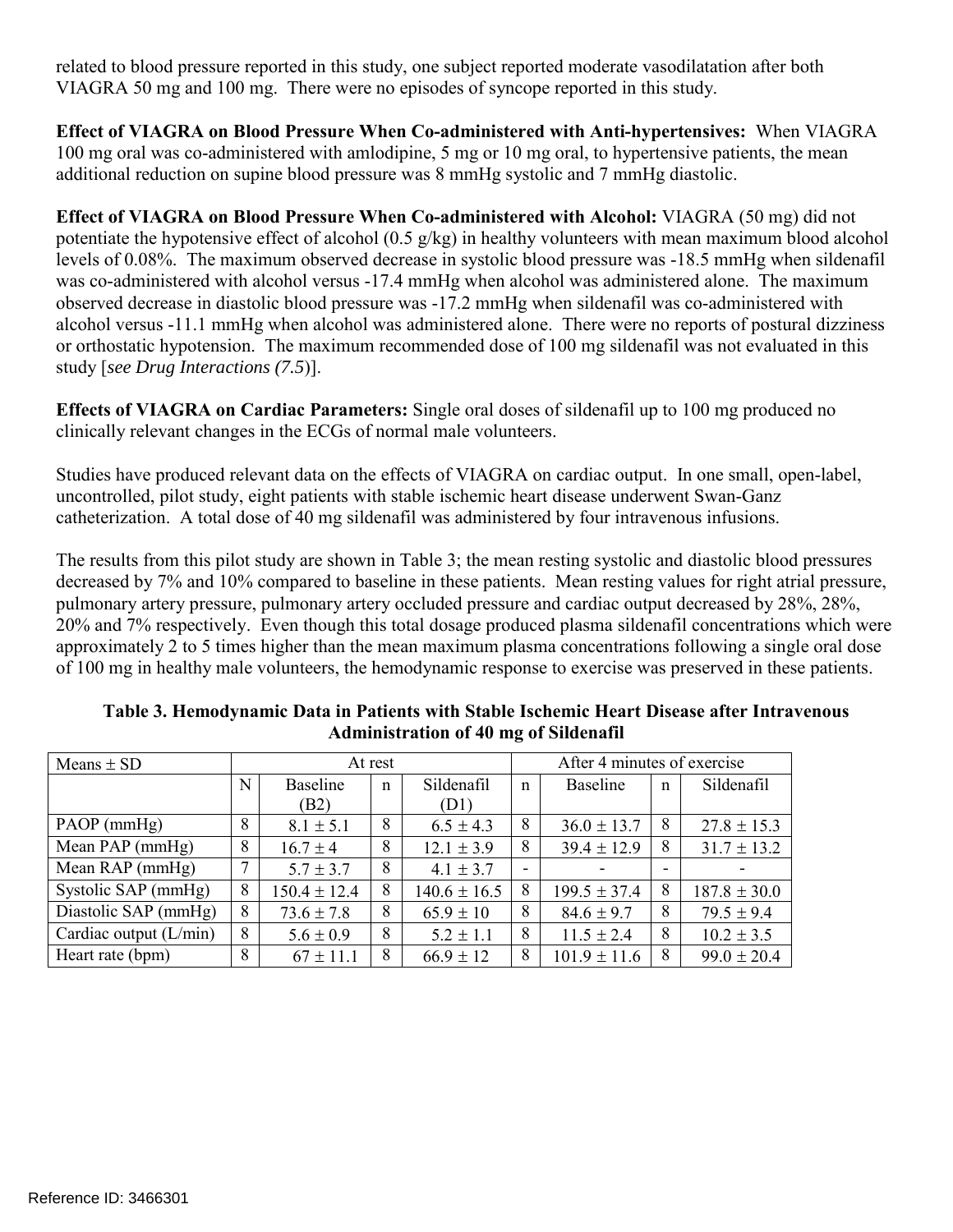related to blood pressure reported in this study, one subject reported moderate vasodilatation after both VIAGRA 50 mg and 100 mg. There were no episodes of syncope reported in this study.

**Effect of VIAGRA on Blood Pressure When Co-administered with Anti-hypertensives:** When VIAGRA 100 mg oral was co-administered with amlodipine, 5 mg or 10 mg oral, to hypertensive patients, the mean additional reduction on supine blood pressure was 8 mmHg systolic and 7 mmHg diastolic.

**Effect of VIAGRA on Blood Pressure When Co-administered with Alcohol:** VIAGRA (50 mg) did not potentiate the hypotensive effect of alcohol (0.5 g/kg) in healthy volunteers with mean maximum blood alcohol levels of 0.08%. The maximum observed decrease in systolic blood pressure was -18.5 mmHg when sildenafil was co-administered with alcohol versus -17.4 mmHg when alcohol was administered alone. The maximum observed decrease in diastolic blood pressure was -17.2 mmHg when sildenafil was co-administered with alcohol versus -11.1 mmHg when alcohol was administered alone. There were no reports of postural dizziness or orthostatic hypotension. The maximum recommended dose of 100 mg sildenafil was not evaluated in this study [*see Drug Interactions (7.5)*].

**Effects of VIAGRA on Cardiac Parameters:** Single oral doses of sildenafil up to 100 mg produced no clinically relevant changes in the ECGs of normal male volunteers.

Studies have produced relevant data on the effects of VIAGRA on cardiac output. In one small, open-label, uncontrolled, pilot study, eight patients with stable ischemic heart disease underwent Swan-Ganz catheterization. A total dose of 40 mg sildenafil was administered by four intravenous infusions.

The results from this pilot study are shown in Table 3; the mean resting systolic and diastolic blood pressures decreased by 7% and 10% compared to baseline in these patients. Mean resting values for right atrial pressure, pulmonary artery pressure, pulmonary artery occluded pressure and cardiac output decreased by 28%, 28%, 20% and 7% respectively. Even though this total dosage produced plasma sildenafil concentrations which were approximately 2 to 5 times higher than the mean maximum plasma concentrations following a single oral dose of 100 mg in healthy male volunteers, the hemodynamic response to exercise was preserved in these patients.

**Table 3. Hemodynamic Data in Patients with Stable Ischemic Heart Disease after Intravenous Administration of 40 mg of Sildenafil**

| Means ± SD | At rest | | | | After 4 minutes of exercise | | | |
|---|---|---|---|---|---|---|---|---|
| | N | Baseline (B2) | n | Sildenafil (D1) | n | Baseline | n | Sildenafil |
| PAOP (mmHg) | 8 | 8.1 ± 5.1 | 8 | 6.5 ± 4.3 | 8 | 36.0 ± 13.7 | 8 | 27.8 ± 15.3 |
| Mean PAP (mmHg) | 8 | 16.7 ± 4 | 8 | 12.1 ± 3.9 | 8 | 39.4 ± 12.9 | 8 | 31.7 ± 13.2 |
| Mean RAP (mmHg) | 7 | 5.7 ± 3.7 | 8 | 4.1 ± 3.7 | - | - | - | - |
| Systolic SAP (mmHg) | 8 | 150.4 ± 12.4 | 8 | 140.6 ± 16.5 | 8 | 199.5 ± 37.4 | 8 | 187.8 ± 30.0 |
| Diastolic SAP (mmHg) | 8 | 73.6 ± 7.8 | 8 | 65.9 ± 10 | 8 | 84.6 ± 9.7 | 8 | 79.5 ± 9.4 |
| Cardiac output (L/min) | 8 | 5.6 ± 0.9 | 8 | 5.2 ± 1.1 | 8 | 11.5 ± 2.4 | 8 | 10.2 ± 3.5 |
| Heart rate (bpm) | 8 | 67 ± 11.1 | 8 | 66.9 ± 12 | 8 | 101.9 ± 11.6 | 8 | 99.0 ± 20.4 |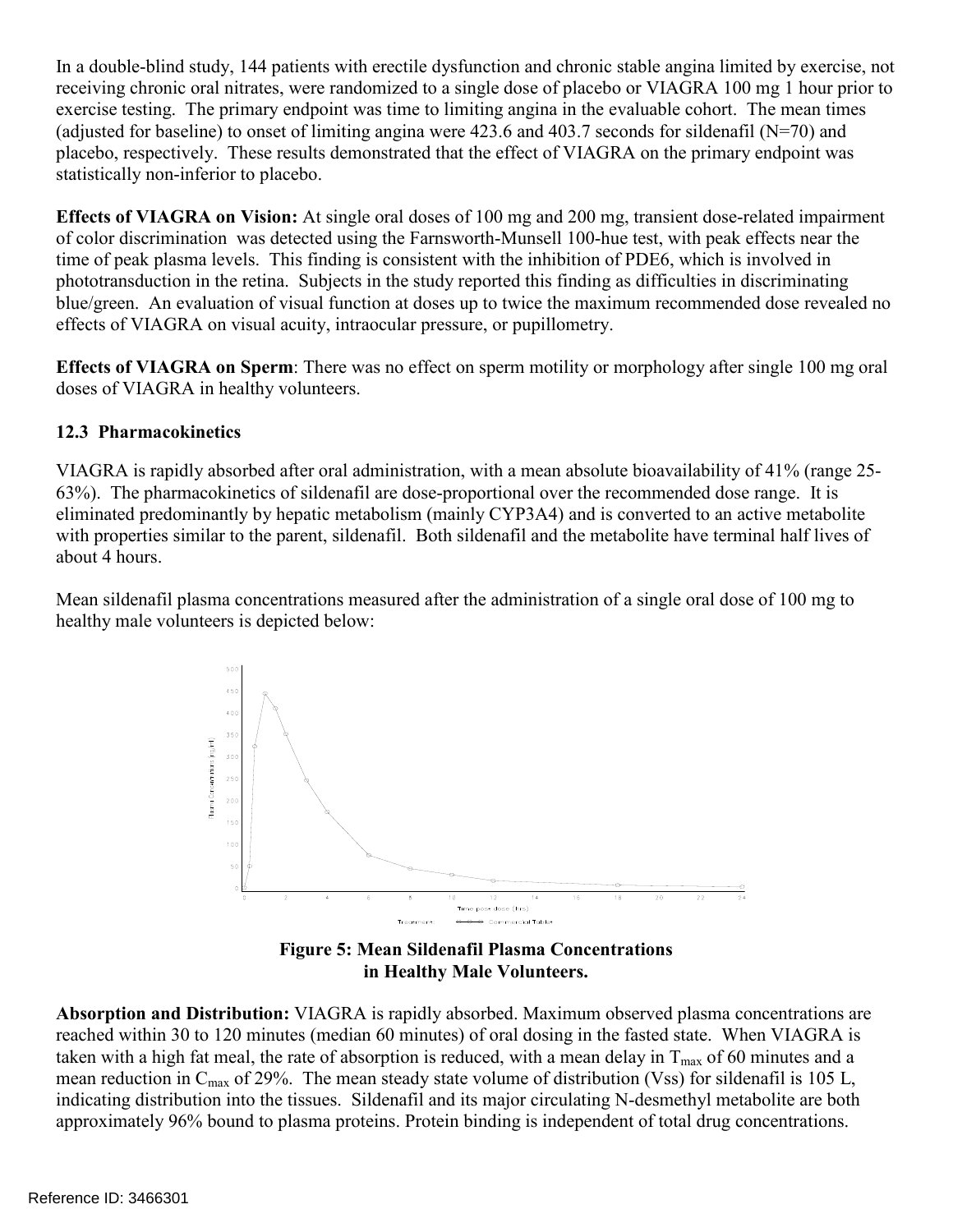In a double-blind study, 144 patients with erectile dysfunction and chronic stable angina limited by exercise, not receiving chronic oral nitrates, were randomized to a single dose of placebo or VIAGRA 100 mg 1 hour prior to exercise testing. The primary endpoint was time to limiting angina in the evaluable cohort. The mean times (adjusted for baseline) to onset of limiting angina were 423.6 and 403.7 seconds for sildenafil (N=70) and placebo, respectively. These results demonstrated that the effect of VIAGRA on the primary endpoint was statistically non-inferior to placebo.

**Effects of VIAGRA on Vision:** At single oral doses of 100 mg and 200 mg, transient dose-related impairment of color discrimination was detected using the Farnsworth-Munsell 100-hue test, with peak effects near the time of peak plasma levels. This finding is consistent with the inhibition of PDE6, which is involved in phototransduction in the retina. Subjects in the study reported this finding as difficulties in discriminating blue/green. An evaluation of visual function at doses up to twice the maximum recommended dose revealed no effects of VIAGRA on visual acuity, intraocular pressure, or pupillometry.

**Effects of VIAGRA on Sperm**: There was no effect on sperm motility or morphology after single 100 mg oral doses of VIAGRA in healthy volunteers.

### 12.3 Pharmacokinetics

VIAGRA is rapidly absorbed after oral administration, with a mean absolute bioavailability of 41% (range 25-63%). The pharmacokinetics of sildenafil are dose-proportional over the recommended dose range. It is eliminated predominantly by hepatic metabolism (mainly CYP3A4) and is converted to an active metabolite with properties similar to the parent, sildenafil. Both sildenafil and the metabolite have terminal half lives of about 4 hours.

Mean sildenafil plasma concentrations measured after the administration of a single oral dose of 100 mg to healthy male volunteers is depicted below:

**Figure 5: Mean Sildenafil Plasma Concentrations in Healthy Male Volunteers.**

**Absorption and Distribution:** VIAGRA is rapidly absorbed. Maximum observed plasma concentrations are reached within 30 to 120 minutes (median 60 minutes) of oral dosing in the fasted state. When VIAGRA is taken with a high fat meal, the rate of absorption is reduced, with a mean delay in $T_{max}$ of 60 minutes and a mean reduction in $C_{max}$ of 29%. The mean steady state volume of distribution (Vss) for sildenafil is 105 L, indicating distribution into the tissues. Sildenafil and its major circulating N-desmethyl metabolite are both approximately 96% bound to plasma proteins. Protein binding is independent of total drug concentrations.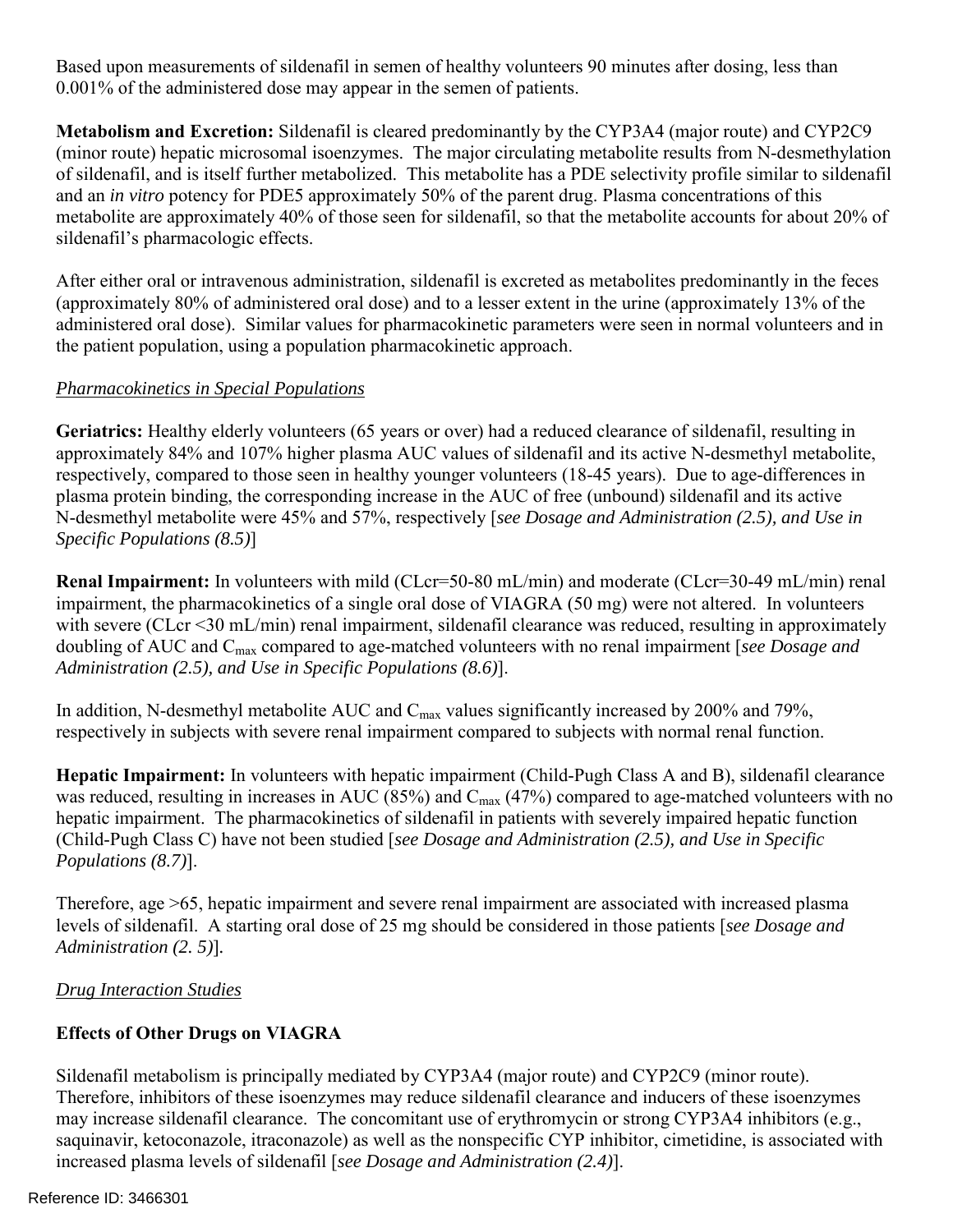Based upon measurements of sildenafil in semen of healthy volunteers 90 minutes after dosing, less than 0.001% of the administered dose may appear in the semen of patients.

**Metabolism and Excretion:** Sildenafil is cleared predominantly by the CYP3A4 (major route) and CYP2C9 (minor route) hepatic microsomal isoenzymes. The major circulating metabolite results from N-desmethylation of sildenafil, and is itself further metabolized. This metabolite has a PDE selectivity profile similar to sildenafil and an *in vitro* potency for PDE5 approximately 50% of the parent drug. Plasma concentrations of this metabolite are approximately 40% of those seen for sildenafil, so that the metabolite accounts for about 20% of sildenafil's pharmacologic effects.

After either oral or intravenous administration, sildenafil is excreted as metabolites predominantly in the feces (approximately 80% of administered oral dose) and to a lesser extent in the urine (approximately 13% of the administered oral dose). Similar values for pharmacokinetic parameters were seen in normal volunteers and in the patient population, using a population pharmacokinetic approach.

*Pharmacokinetics in Special Populations*

**Geriatrics:** Healthy elderly volunteers (65 years or over) had a reduced clearance of sildenafil, resulting in approximately 84% and 107% higher plasma AUC values of sildenafil and its active N-desmethyl metabolite, respectively, compared to those seen in healthy younger volunteers (18-45 years). Due to age-differences in plasma protein binding, the corresponding increase in the AUC of free (unbound) sildenafil and its active N-desmethyl metabolite were 45% and 57%, respectively [*see Dosage and Administration (2.5), and Use in Specific Populations (8.5)*]

**Renal Impairment:** In volunteers with mild (CLcr=50-80 mL/min) and moderate (CLcr=30-49 mL/min) renal impairment, the pharmacokinetics of a single oral dose of VIAGRA (50 mg) were not altered. In volunteers with severe (CLcr <30 mL/min) renal impairment, sildenafil clearance was reduced, resulting in approximately doubling of AUC and $C_{max}$ compared to age-matched volunteers with no renal impairment [*see Dosage and Administration (2.5), and Use in Specific Populations (8.6)*].

In addition, N-desmethyl metabolite AUC and $C_{max}$ values significantly increased by 200% and 79%, respectively in subjects with severe renal impairment compared to subjects with normal renal function.

**Hepatic Impairment:** In volunteers with hepatic impairment (Child-Pugh Class A and B), sildenafil clearance was reduced, resulting in increases in AUC (85%) and $C_{max}$ (47%) compared to age-matched volunteers with no hepatic impairment. The pharmacokinetics of sildenafil in patients with severely impaired hepatic function (Child-Pugh Class C) have not been studied [*see Dosage and Administration (2.5), and Use in Specific Populations (8.7)*].

Therefore, age >65, hepatic impairment and severe renal impairment are associated with increased plasma levels of sildenafil. A starting oral dose of 25 mg should be considered in those patients [*see Dosage and Administration (2. 5)*].

*Drug Interaction Studies*

**Effects of Other Drugs on VIAGRA**

Sildenafil metabolism is principally mediated by CYP3A4 (major route) and CYP2C9 (minor route). Therefore, inhibitors of these isoenzymes may reduce sildenafil clearance and inducers of these isoenzymes may increase sildenafil clearance. The concomitant use of erythromycin or strong CYP3A4 inhibitors (e.g., saquinavir, ketoconazole, itraconazole) as well as the nonspecific CYP inhibitor, cimetidine, is associated with increased plasma levels of sildenafil [*see Dosage and Administration (2.4)*].

Reference ID: 3466301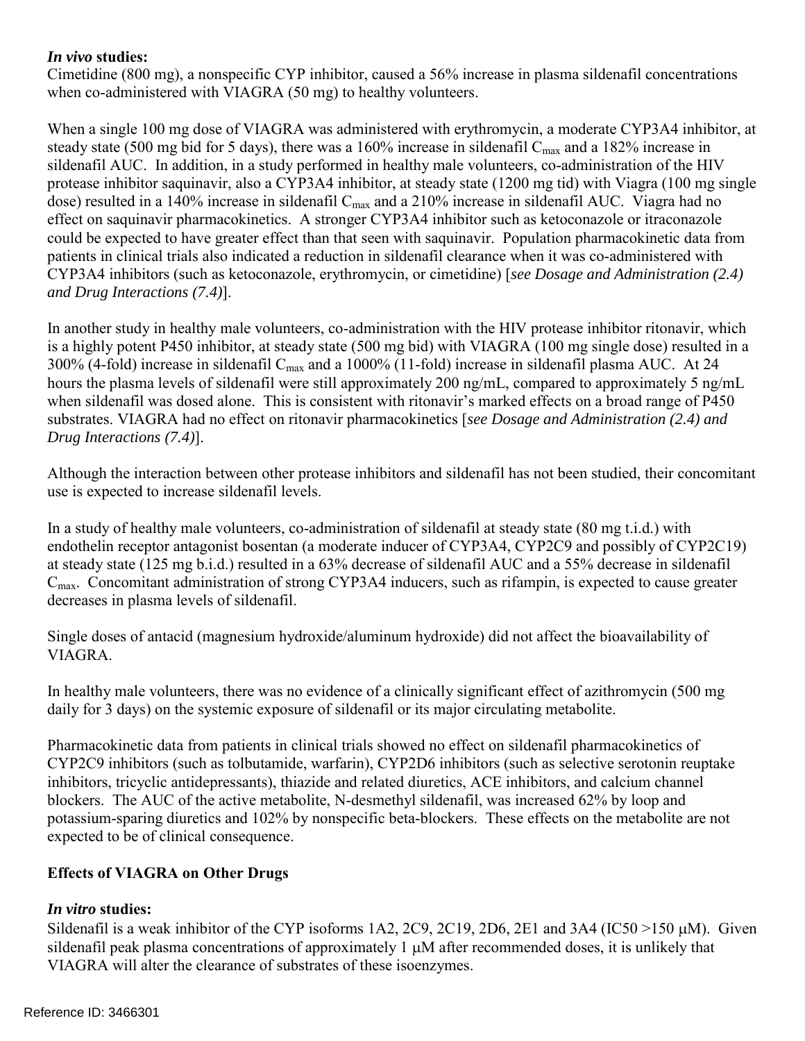***In vivo* studies:**
Cimetidine (800 mg), a nonspecific CYP inhibitor, caused a 56% increase in plasma sildenafil concentrations when co-administered with VIAGRA (50 mg) to healthy volunteers.

When a single 100 mg dose of VIAGRA was administered with erythromycin, a moderate CYP3A4 inhibitor, at steady state (500 mg bid for 5 days), there was a 160% increase in sildenafil $C_{max}$ and a 182% increase in sildenafil AUC. In addition, in a study performed in healthy male volunteers, co-administration of the HIV protease inhibitor saquinavir, also a CYP3A4 inhibitor, at steady state (1200 mg tid) with Viagra (100 mg single dose) resulted in a 140% increase in sildenafil $C_{max}$ and a 210% increase in sildenafil AUC. Viagra had no effect on saquinavir pharmacokinetics. A stronger CYP3A4 inhibitor such as ketoconazole or itraconazole could be expected to have greater effect than that seen with saquinavir. Population pharmacokinetic data from patients in clinical trials also indicated a reduction in sildenafil clearance when it was co-administered with CYP3A4 inhibitors (such as ketoconazole, erythromycin, or cimetidine) [*see Dosage and Administration (2.4) and Drug Interactions (7.4)*].

In another study in healthy male volunteers, co-administration with the HIV protease inhibitor ritonavir, which is a highly potent P450 inhibitor, at steady state (500 mg bid) with VIAGRA (100 mg single dose) resulted in a 300% (4-fold) increase in sildenafil $C_{max}$ and a 1000% (11-fold) increase in sildenafil plasma AUC. At 24 hours the plasma levels of sildenafil were still approximately 200 ng/mL, compared to approximately 5 ng/mL when sildenafil was dosed alone. This is consistent with ritonavir's marked effects on a broad range of P450 substrates. VIAGRA had no effect on ritonavir pharmacokinetics [*see Dosage and Administration (2.4) and Drug Interactions (7.4)*].

Although the interaction between other protease inhibitors and sildenafil has not been studied, their concomitant use is expected to increase sildenafil levels.

In a study of healthy male volunteers, co-administration of sildenafil at steady state (80 mg t.i.d.) with endothelin receptor antagonist bosentan (a moderate inducer of CYP3A4, CYP2C9 and possibly of CYP2C19) at steady state (125 mg b.i.d.) resulted in a 63% decrease of sildenafil AUC and a 55% decrease in sildenafil $C_{max}$. Concomitant administration of strong CYP3A4 inducers, such as rifampin, is expected to cause greater decreases in plasma levels of sildenafil.

Single doses of antacid (magnesium hydroxide/aluminum hydroxide) did not affect the bioavailability of VIAGRA.

In healthy male volunteers, there was no evidence of a clinically significant effect of azithromycin (500 mg daily for 3 days) on the systemic exposure of sildenafil or its major circulating metabolite.

Pharmacokinetic data from patients in clinical trials showed no effect on sildenafil pharmacokinetics of CYP2C9 inhibitors (such as tolbutamide, warfarin), CYP2D6 inhibitors (such as selective serotonin reuptake inhibitors, tricyclic antidepressants), thiazide and related diuretics, ACE inhibitors, and calcium channel blockers. The AUC of the active metabolite, N-desmethyl sildenafil, was increased 62% by loop and potassium-sparing diuretics and 102% by nonspecific beta-blockers. These effects on the metabolite are not expected to be of clinical consequence.

**Effects of VIAGRA on Other Drugs**

***In vitro* studies:**
Sildenafil is a weak inhibitor of the CYP isoforms 1A2, 2C9, 2C19, 2D6, 2E1 and 3A4 (IC50 >150 μM). Given sildenafil peak plasma concentrations of approximately 1 μM after recommended doses, it is unlikely that VIAGRA will alter the clearance of substrates of these isoenzymes.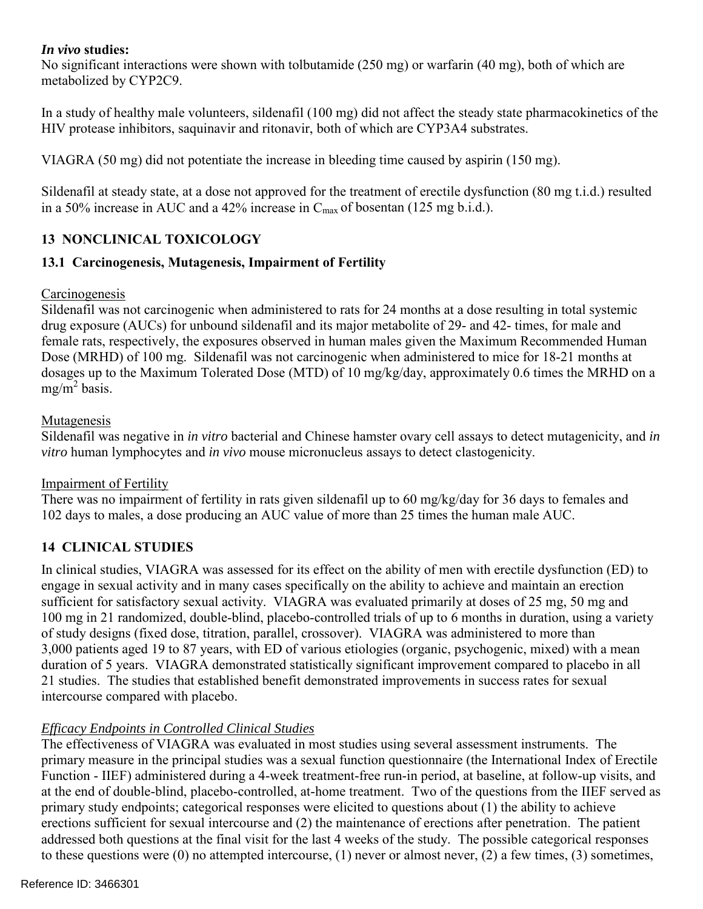***In vivo* studies:**
No significant interactions were shown with tolbutamide (250 mg) or warfarin (40 mg), both of which are metabolized by CYP2C9.

In a study of healthy male volunteers, sildenafil (100 mg) did not affect the steady state pharmacokinetics of the HIV protease inhibitors, saquinavir and ritonavir, both of which are CYP3A4 substrates.

VIAGRA (50 mg) did not potentiate the increase in bleeding time caused by aspirin (150 mg).

Sildenafil at steady state, at a dose not approved for the treatment of erectile dysfunction (80 mg t.i.d.) resulted in a 50% increase in AUC and a 42% increase in $C_{max}$ of bosentan (125 mg b.i.d.).

## 13 NONCLINICAL TOXICOLOGY

### 13.1 Carcinogenesis, Mutagenesis, Impairment of Fertility

Carcinogenesis
Sildenafil was not carcinogenic when administered to rats for 24 months at a dose resulting in total systemic drug exposure (AUCs) for unbound sildenafil and its major metabolite of 29- and 42- times, for male and female rats, respectively, the exposures observed in human males given the Maximum Recommended Human Dose (MRHD) of 100 mg. Sildenafil was not carcinogenic when administered to mice for 18-21 months at dosages up to the Maximum Tolerated Dose (MTD) of 10 mg/kg/day, approximately 0.6 times the MRHD on a $mg/m^2$ basis.

Mutagenesis
Sildenafil was negative in *in vitro* bacterial and Chinese hamster ovary cell assays to detect mutagenicity, and *in vitro* human lymphocytes and *in vivo* mouse micronucleus assays to detect clastogenicity.

Impairment of Fertility
There was no impairment of fertility in rats given sildenafil up to 60 mg/kg/day for 36 days to females and 102 days to males, a dose producing an AUC value of more than 25 times the human male AUC.

## 14 CLINICAL STUDIES

In clinical studies, VIAGRA was assessed for its effect on the ability of men with erectile dysfunction (ED) to engage in sexual activity and in many cases specifically on the ability to achieve and maintain an erection sufficient for satisfactory sexual activity. VIAGRA was evaluated primarily at doses of 25 mg, 50 mg and 100 mg in 21 randomized, double-blind, placebo-controlled trials of up to 6 months in duration, using a variety of study designs (fixed dose, titration, parallel, crossover). VIAGRA was administered to more than 3,000 patients aged 19 to 87 years, with ED of various etiologies (organic, psychogenic, mixed) with a mean duration of 5 years. VIAGRA demonstrated statistically significant improvement compared to placebo in all 21 studies. The studies that established benefit demonstrated improvements in success rates for sexual intercourse compared with placebo.

*Efficacy Endpoints in Controlled Clinical Studies*
The effectiveness of VIAGRA was evaluated in most studies using several assessment instruments. The primary measure in the principal studies was a sexual function questionnaire (the International Index of Erectile Function - IIEF) administered during a 4-week treatment-free run-in period, at baseline, at follow-up visits, and at the end of double-blind, placebo-controlled, at-home treatment. Two of the questions from the IIEF served as primary study endpoints; categorical responses were elicited to questions about (1) the ability to achieve erections sufficient for sexual intercourse and (2) the maintenance of erections after penetration. The patient addressed both questions at the final visit for the last 4 weeks of the study. The possible categorical responses to these questions were (0) no attempted intercourse, (1) never or almost never, (2) a few times, (3) sometimes,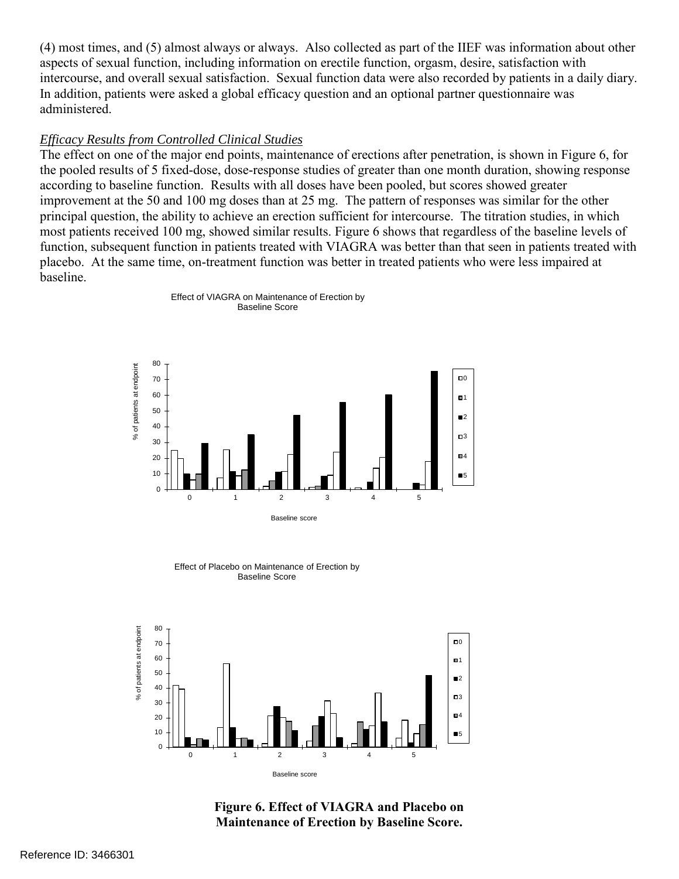(4) most times, and (5) almost always or always. Also collected as part of the IIEF was information about other aspects of sexual function, including information on erectile function, orgasm, desire, satisfaction with intercourse, and overall sexual satisfaction. Sexual function data were also recorded by patients in a daily diary. In addition, patients were asked a global efficacy question and an optional partner questionnaire was administered.

*Efficacy Results from Controlled Clinical Studies*

The effect on one of the major end points, maintenance of erections after penetration, is shown in Figure 6, for the pooled results of 5 fixed-dose, dose-response studies of greater than one month duration, showing response according to baseline function. Results with all doses have been pooled, but scores showed greater improvement at the 50 and 100 mg doses than at 25 mg. The pattern of responses was similar for the other principal question, the ability to achieve an erection sufficient for intercourse. The titration studies, in which most patients received 100 mg, showed similar results. Figure 6 shows that regardless of the baseline levels of function, subsequent function in patients treated with VIAGRA was better than that seen in patients treated with placebo. At the same time, on-treatment function was better in treated patients who were less impaired at baseline.

Effect of VIAGRA on Maintenance of Erection by Baseline Score

Effect of Placebo on Maintenance of Erection by Baseline Score

**Figure 6. Effect of VIAGRA and Placebo on Maintenance of Erection by Baseline Score.**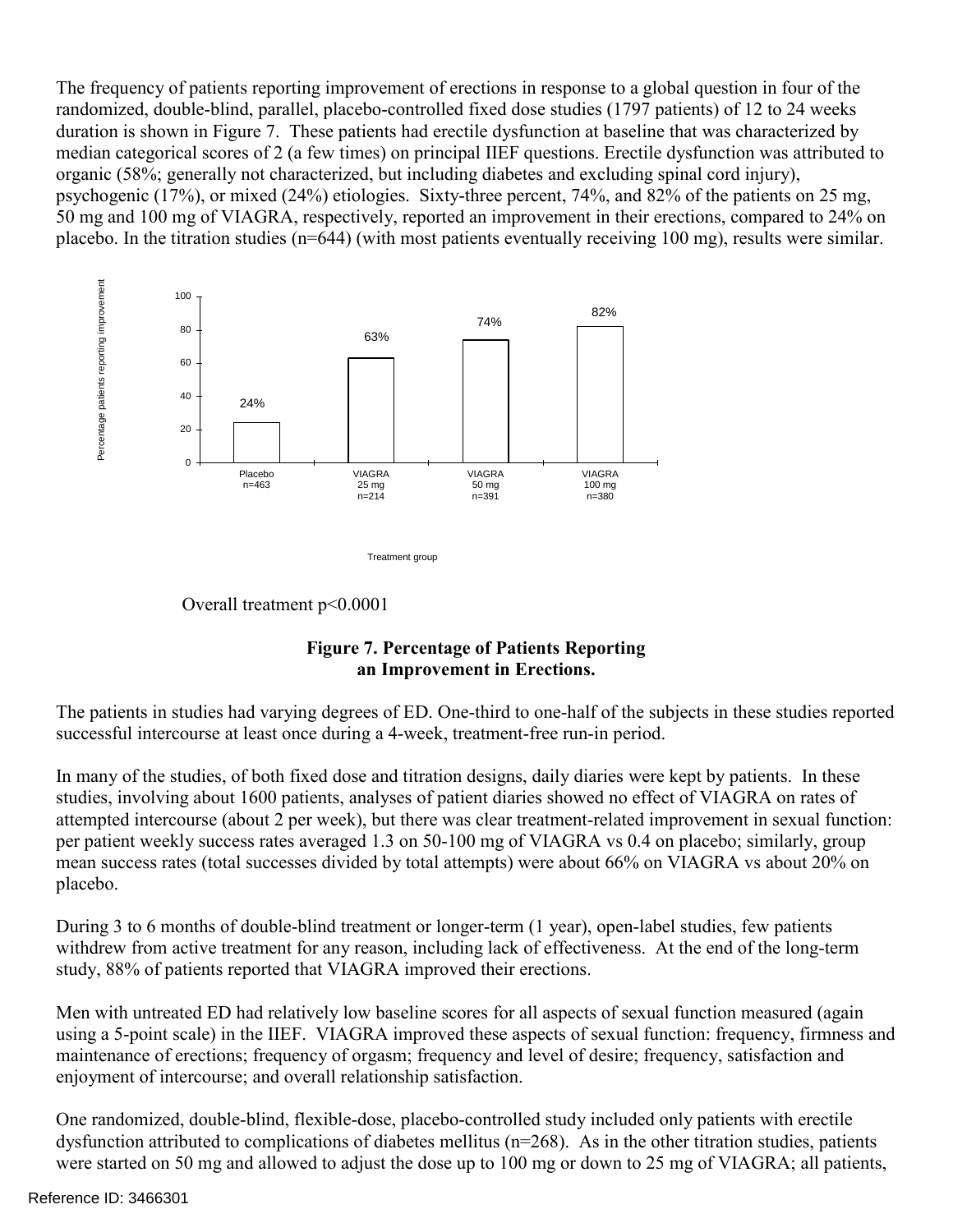The frequency of patients reporting improvement of erections in response to a global question in four of the randomized, double-blind, parallel, placebo-controlled fixed dose studies (1797 patients) of 12 to 24 weeks duration is shown in Figure 7. These patients had erectile dysfunction at baseline that was characterized by median categorical scores of 2 (a few times) on principal IIEF questions. Erectile dysfunction was attributed to organic (58%; generally not characterized, but including diabetes and excluding spinal cord injury), psychogenic (17%), or mixed (24%) etiologies. Sixty-three percent, 74%, and 82% of the patients on 25 mg, 50 mg and 100 mg of VIAGRA, respectively, reported an improvement in their erections, compared to 24% on placebo. In the titration studies (n=644) (with most patients eventually receiving 100 mg), results were similar.

| Treatment group | Percentage patients reporting improvement |
| --- | --- |
| Placebo n=463 | 24% |
| VIAGRA 25 mg n=214 | 63% |
| VIAGRA 50 mg n=391 | 74% |
| VIAGRA 100 mg n=380 | 82% |

Overall treatment p<0.0001

**Figure 7. Percentage of Patients Reporting an Improvement in Erections.**

The patients in studies had varying degrees of ED. One-third to one-half of the subjects in these studies reported successful intercourse at least once during a 4-week, treatment-free run-in period.

In many of the studies, of both fixed dose and titration designs, daily diaries were kept by patients. In these studies, involving about 1600 patients, analyses of patient diaries showed no effect of VIAGRA on rates of attempted intercourse (about 2 per week), but there was clear treatment-related improvement in sexual function: per patient weekly success rates averaged 1.3 on 50-100 mg of VIAGRA vs 0.4 on placebo; similarly, group mean success rates (total successes divided by total attempts) were about 66% on VIAGRA vs about 20% on placebo.

During 3 to 6 months of double-blind treatment or longer-term (1 year), open-label studies, few patients withdrew from active treatment for any reason, including lack of effectiveness. At the end of the long-term study, 88% of patients reported that VIAGRA improved their erections.

Men with untreated ED had relatively low baseline scores for all aspects of sexual function measured (again using a 5-point scale) in the IIEF. VIAGRA improved these aspects of sexual function: frequency, firmness and maintenance of erections; frequency of orgasm; frequency and level of desire; frequency, satisfaction and enjoyment of intercourse; and overall relationship satisfaction.

One randomized, double-blind, flexible-dose, placebo-controlled study included only patients with erectile dysfunction attributed to complications of diabetes mellitus (n=268). As in the other titration studies, patients were started on 50 mg and allowed to adjust the dose up to 100 mg or down to 25 mg of VIAGRA; all patients,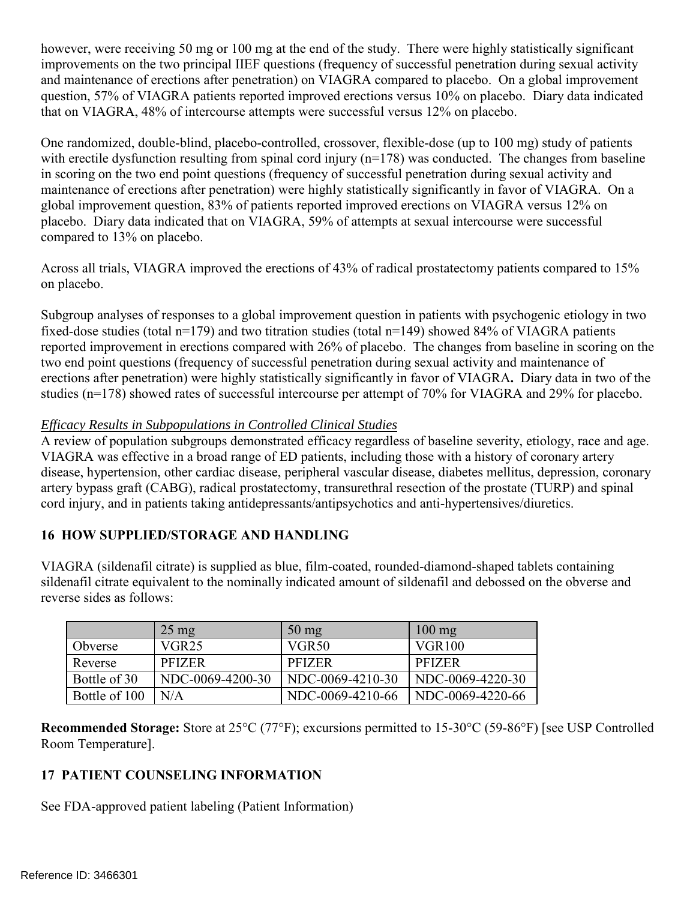however, were receiving 50 mg or 100 mg at the end of the study. There were highly statistically significant improvements on the two principal IIEF questions (frequency of successful penetration during sexual activity and maintenance of erections after penetration) on VIAGRA compared to placebo. On a global improvement question, 57% of VIAGRA patients reported improved erections versus 10% on placebo. Diary data indicated that on VIAGRA, 48% of intercourse attempts were successful versus 12% on placebo.

One randomized, double-blind, placebo-controlled, crossover, flexible-dose (up to 100 mg) study of patients with erectile dysfunction resulting from spinal cord injury (n=178) was conducted. The changes from baseline in scoring on the two end point questions (frequency of successful penetration during sexual activity and maintenance of erections after penetration) were highly statistically significantly in favor of VIAGRA. On a global improvement question, 83% of patients reported improved erections on VIAGRA versus 12% on placebo. Diary data indicated that on VIAGRA, 59% of attempts at sexual intercourse were successful compared to 13% on placebo.

Across all trials, VIAGRA improved the erections of 43% of radical prostatectomy patients compared to 15% on placebo.

Subgroup analyses of responses to a global improvement question in patients with psychogenic etiology in two fixed-dose studies (total n=179) and two titration studies (total n=149) showed 84% of VIAGRA patients reported improvement in erections compared with 26% of placebo. The changes from baseline in scoring on the two end point questions (frequency of successful penetration during sexual activity and maintenance of erections after penetration) were highly statistically significantly in favor of VIAGRA. Diary data in two of the studies (n=178) showed rates of successful intercourse per attempt of 70% for VIAGRA and 29% for placebo.

*Efficacy Results in Subpopulations in Controlled Clinical Studies*

A review of population subgroups demonstrated efficacy regardless of baseline severity, etiology, race and age. VIAGRA was effective in a broad range of ED patients, including those with a history of coronary artery disease, hypertension, other cardiac disease, peripheral vascular disease, diabetes mellitus, depression, coronary artery bypass graft (CABG), radical prostatectomy, transurethral resection of the prostate (TURP) and spinal cord injury, and in patients taking antidepressants/antipsychotics and anti-hypertensives/diuretics.

## 16 HOW SUPPLIED/STORAGE AND HANDLING

VIAGRA (sildenafil citrate) is supplied as blue, film-coated, rounded-diamond-shaped tablets containing sildenafil citrate equivalent to the nominally indicated amount of sildenafil and debossed on the obverse and reverse sides as follows:

| | 25 mg | 50 mg | 100 mg |
|---|---|---|---|
| Obverse | VGR25 | VGR50 | VGR100 |
| Reverse | PFIZER | PFIZER | PFIZER |
| Bottle of 30 | NDC-0069-4200-30 | NDC-0069-4210-30 | NDC-0069-4220-30 |
| Bottle of 100 | N/A | NDC-0069-4210-66 | NDC-0069-4220-66 |

**Recommended Storage:** Store at 25°C (77°F); excursions permitted to 15-30°C (59-86°F) [see USP Controlled Room Temperature].

## 17 PATIENT COUNSELING INFORMATION

See FDA-approved patient labeling (Patient Information)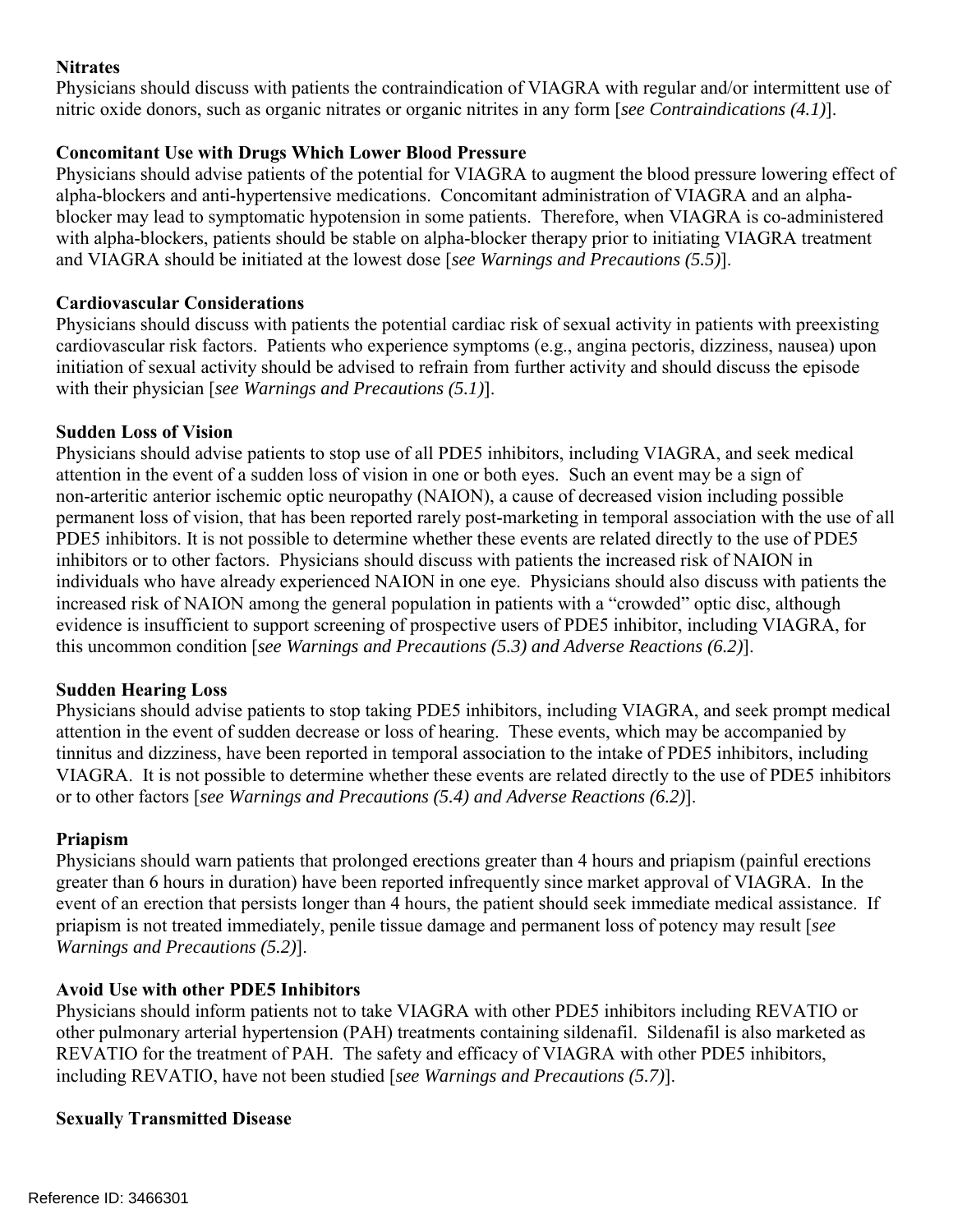**Nitrates**

Physicians should discuss with patients the contraindication of VIAGRA with regular and/or intermittent use of nitric oxide donors, such as organic nitrates or organic nitrites in any form [*see Contraindications (4.1)*].

**Concomitant Use with Drugs Which Lower Blood Pressure**

Physicians should advise patients of the potential for VIAGRA to augment the blood pressure lowering effect of alpha-blockers and anti-hypertensive medications. Concomitant administration of VIAGRA and an alpha-blocker may lead to symptomatic hypotension in some patients. Therefore, when VIAGRA is co-administered with alpha-blockers, patients should be stable on alpha-blocker therapy prior to initiating VIAGRA treatment and VIAGRA should be initiated at the lowest dose [*see Warnings and Precautions (5.5)*].

**Cardiovascular Considerations**

Physicians should discuss with patients the potential cardiac risk of sexual activity in patients with preexisting cardiovascular risk factors. Patients who experience symptoms (e.g., angina pectoris, dizziness, nausea) upon initiation of sexual activity should be advised to refrain from further activity and should discuss the episode with their physician [*see Warnings and Precautions (5.1)*].

**Sudden Loss of Vision**

Physicians should advise patients to stop use of all PDE5 inhibitors, including VIAGRA, and seek medical attention in the event of a sudden loss of vision in one or both eyes. Such an event may be a sign of non-arteritic anterior ischemic optic neuropathy (NAION), a cause of decreased vision including possible permanent loss of vision, that has been reported rarely post-marketing in temporal association with the use of all PDE5 inhibitors. It is not possible to determine whether these events are related directly to the use of PDE5 inhibitors or to other factors. Physicians should discuss with patients the increased risk of NAION in individuals who have already experienced NAION in one eye. Physicians should also discuss with patients the increased risk of NAION among the general population in patients with a "crowded" optic disc, although evidence is insufficient to support screening of prospective users of PDE5 inhibitor, including VIAGRA, for this uncommon condition [*see Warnings and Precautions (5.3) and Adverse Reactions (6.2)*].

**Sudden Hearing Loss**

Physicians should advise patients to stop taking PDE5 inhibitors, including VIAGRA, and seek prompt medical attention in the event of sudden decrease or loss of hearing. These events, which may be accompanied by tinnitus and dizziness, have been reported in temporal association to the intake of PDE5 inhibitors, including VIAGRA. It is not possible to determine whether these events are related directly to the use of PDE5 inhibitors or to other factors [*see Warnings and Precautions (5.4) and Adverse Reactions (6.2)*].

**Priapism**

Physicians should warn patients that prolonged erections greater than 4 hours and priapism (painful erections greater than 6 hours in duration) have been reported infrequently since market approval of VIAGRA. In the event of an erection that persists longer than 4 hours, the patient should seek immediate medical assistance. If priapism is not treated immediately, penile tissue damage and permanent loss of potency may result [*see Warnings and Precautions (5.2)*].

**Avoid Use with other PDE5 Inhibitors**

Physicians should inform patients not to take VIAGRA with other PDE5 inhibitors including REVATIO or other pulmonary arterial hypertension (PAH) treatments containing sildenafil. Sildenafil is also marketed as REVATIO for the treatment of PAH. The safety and efficacy of VIAGRA with other PDE5 inhibitors, including REVATIO, have not been studied [*see Warnings and Precautions (5.7)*].

**Sexually Transmitted Disease**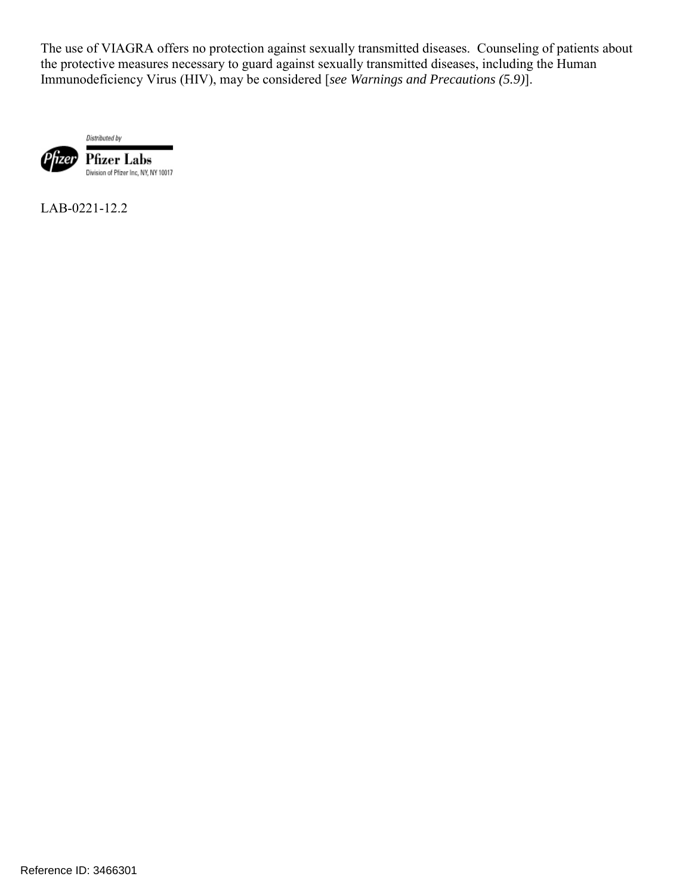The use of VIAGRA offers no protection against sexually transmitted diseases. Counseling of patients about the protective measures necessary to guard against sexually transmitted diseases, including the Human Immunodeficiency Virus (HIV), may be considered [*see Warnings and Precautions (5.9)*].

Distributed by

Pfizer Labs

Division of Pfizer Inc, NY, NY 10017

LAB-0221-12.2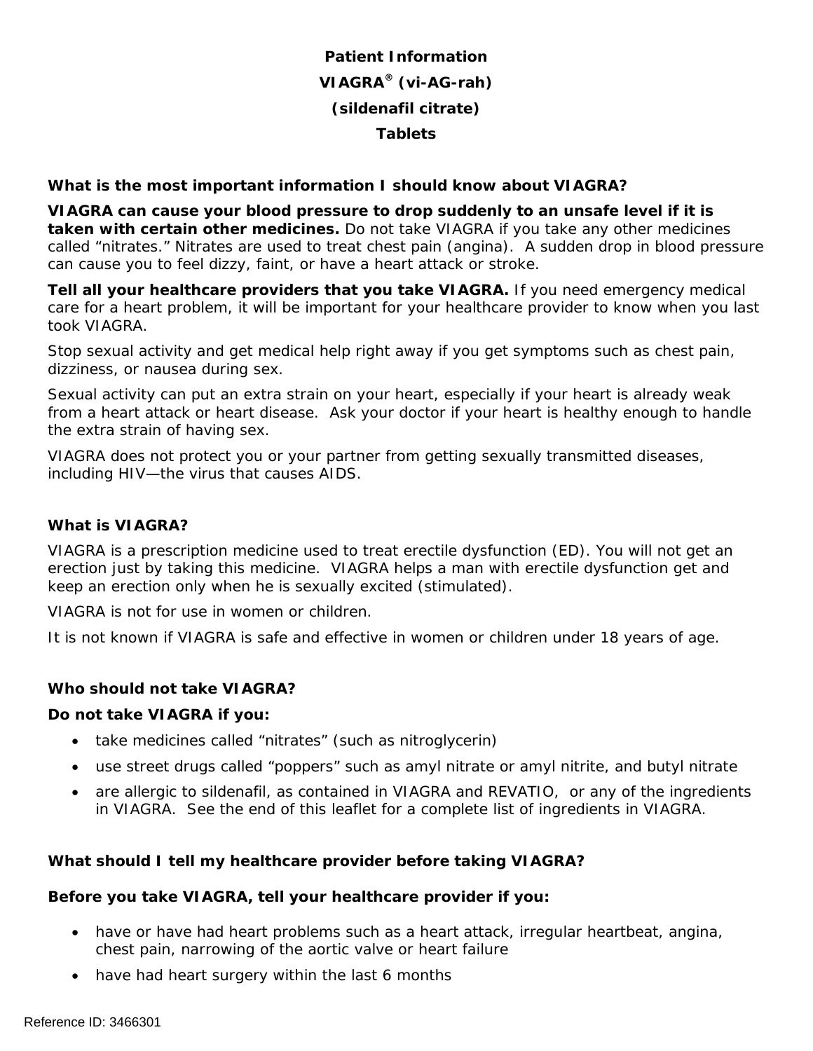# Patient Information
# VIAGRA® (vi-AG-rah)
# (sildenafil citrate)
# Tablets

**What is the most important information I should know about VIAGRA?**

**VIAGRA can cause your blood pressure to drop suddenly to an unsafe level if it is taken with certain other medicines.** Do not take VIAGRA if you take any other medicines called "nitrates." Nitrates are used to treat chest pain (angina). A sudden drop in blood pressure can cause you to feel dizzy, faint, or have a heart attack or stroke.

**Tell all your healthcare providers that you take VIAGRA.** If you need emergency medical care for a heart problem, it will be important for your healthcare provider to know when you last took VIAGRA.

Stop sexual activity and get medical help right away if you get symptoms such as chest pain, dizziness, or nausea during sex.

Sexual activity can put an extra strain on your heart, especially if your heart is already weak from a heart attack or heart disease. Ask your doctor if your heart is healthy enough to handle the extra strain of having sex.

VIAGRA does not protect you or your partner from getting sexually transmitted diseases, including HIV—the virus that causes AIDS.

**What is VIAGRA?**

VIAGRA is a prescription medicine used to treat erectile dysfunction (ED). You will not get an erection just by taking this medicine. VIAGRA helps a man with erectile dysfunction get and keep an erection only when he is sexually excited (stimulated).

VIAGRA is not for use in women or children.

It is not known if VIAGRA is safe and effective in women or children under 18 years of age.

**Who should not take VIAGRA?**

**Do not take VIAGRA if you:**

- take medicines called "nitrates" (such as nitroglycerin)
- use street drugs called "poppers" such as amyl nitrate or amyl nitrite, and butyl nitrate
- are allergic to sildenafil, as contained in VIAGRA and REVATIO, or any of the ingredients in VIAGRA. See the end of this leaflet for a complete list of ingredients in VIAGRA.

**What should I tell my healthcare provider before taking VIAGRA?**

**Before you take VIAGRA, tell your healthcare provider if you:**

- have or have had heart problems such as a heart attack, irregular heartbeat, angina, chest pain, narrowing of the aortic valve or heart failure
- have had heart surgery within the last 6 months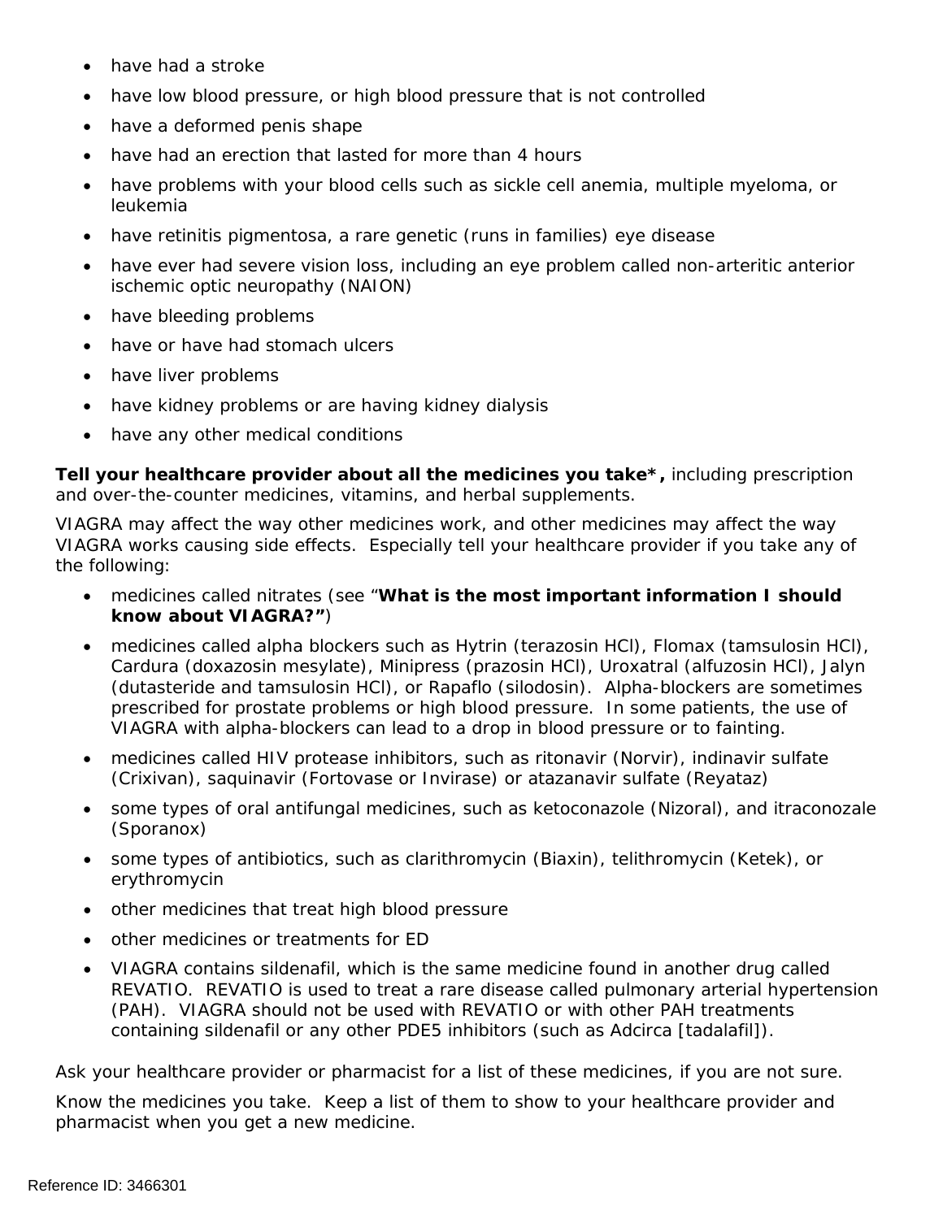- have had a stroke
- have low blood pressure, or high blood pressure that is not controlled
- have a deformed penis shape
- have had an erection that lasted for more than 4 hours
- have problems with your blood cells such as sickle cell anemia, multiple myeloma, or leukemia
- have retinitis pigmentosa, a rare genetic (runs in families) eye disease
- have ever had severe vision loss, including an eye problem called non-arteritic anterior ischemic optic neuropathy (NAION)
- have bleeding problems
- have or have had stomach ulcers
- have liver problems
- have kidney problems or are having kidney dialysis
- have any other medical conditions

**Tell your healthcare provider about all the medicines you take*,** including prescription and over-the-counter medicines, vitamins, and herbal supplements.

VIAGRA may affect the way other medicines work, and other medicines may affect the way VIAGRA works causing side effects. Especially tell your healthcare provider if you take any of the following:

- medicines called nitrates (see "**What is the most important information I should know about VIAGRA?"**)
- medicines called alpha blockers such as Hytrin (terazosin HCl), Flomax (tamsulosin HCl), Cardura (doxazosin mesylate), Minipress (prazosin HCl), Uroxatral (alfuzosin HCl), Jalyn (dutasteride and tamsulosin HCl), or Rapaflo (silodosin). Alpha-blockers are sometimes prescribed for prostate problems or high blood pressure. In some patients, the use of VIAGRA with alpha-blockers can lead to a drop in blood pressure or to fainting.
- medicines called HIV protease inhibitors, such as ritonavir (Norvir), indinavir sulfate (Crixivan), saquinavir (Fortovase or Invirase) or atazanavir sulfate (Reyataz)
- some types of oral antifungal medicines, such as ketoconazole (Nizoral), and itraconozale (Sporanox)
- some types of antibiotics, such as clarithromycin (Biaxin), telithromycin (Ketek), or erythromycin
- other medicines that treat high blood pressure
- other medicines or treatments for ED
- VIAGRA contains sildenafil, which is the same medicine found in another drug called REVATIO. REVATIO is used to treat a rare disease called pulmonary arterial hypertension (PAH). VIAGRA should not be used with REVATIO or with other PAH treatments containing sildenafil or any other PDE5 inhibitors (such as Adcirca [tadalafil]).

Ask your healthcare provider or pharmacist for a list of these medicines, if you are not sure.

Know the medicines you take. Keep a list of them to show to your healthcare provider and pharmacist when you get a new medicine.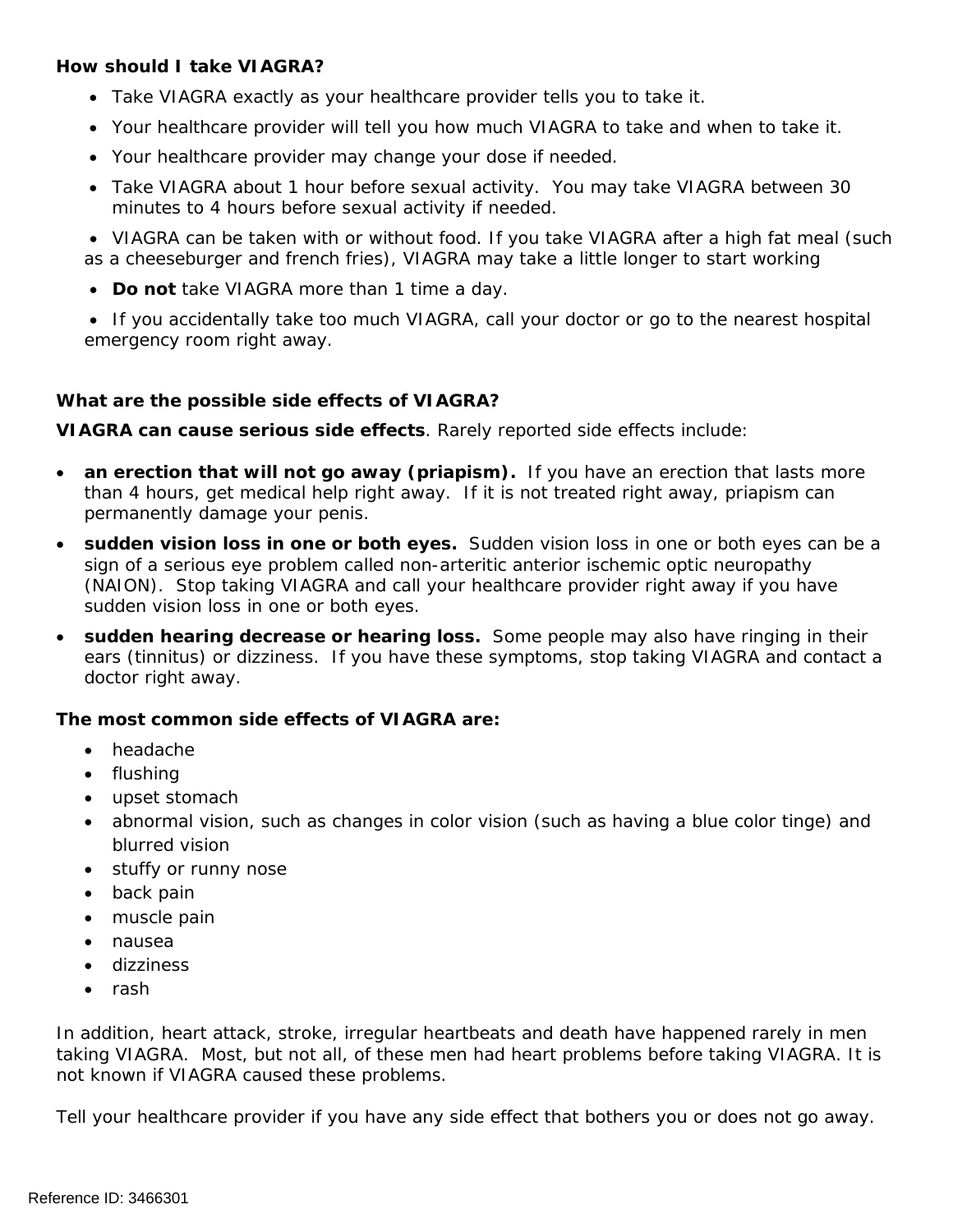**How should I take VIAGRA?**

- Take VIAGRA exactly as your healthcare provider tells you to take it.
- Your healthcare provider will tell you how much VIAGRA to take and when to take it.
- Your healthcare provider may change your dose if needed.
- Take VIAGRA about 1 hour before sexual activity. You may take VIAGRA between 30 minutes to 4 hours before sexual activity if needed.
- VIAGRA can be taken with or without food. If you take VIAGRA after a high fat meal (such as a cheeseburger and french fries), VIAGRA may take a little longer to start working
- **Do not** take VIAGRA more than 1 time a day.
- If you accidentally take too much VIAGRA, call your doctor or go to the nearest hospital emergency room right away.

**What are the possible side effects of VIAGRA?**

**VIAGRA can cause serious side effects**. Rarely reported side effects include:

- **an erection that will not go away (priapism).** If you have an erection that lasts more than 4 hours, get medical help right away. If it is not treated right away, priapism can permanently damage your penis.
- **sudden vision loss in one or both eyes.** Sudden vision loss in one or both eyes can be a sign of a serious eye problem called non-arteritic anterior ischemic optic neuropathy (NAION). Stop taking VIAGRA and call your healthcare provider right away if you have sudden vision loss in one or both eyes.
- **sudden hearing decrease or hearing loss.** Some people may also have ringing in their ears (tinnitus) or dizziness. If you have these symptoms, stop taking VIAGRA and contact a doctor right away.

**The most common side effects of VIAGRA are:**

- headache
- flushing
- upset stomach
- abnormal vision, such as changes in color vision (such as having a blue color tinge) and blurred vision
- stuffy or runny nose
- back pain
- muscle pain
- nausea
- dizziness
- rash

In addition, heart attack, stroke, irregular heartbeats and death have happened rarely in men taking VIAGRA. Most, but not all, of these men had heart problems before taking VIAGRA. It is not known if VIAGRA caused these problems.

Tell your healthcare provider if you have any side effect that bothers you or does not go away.

Reference ID: 3466301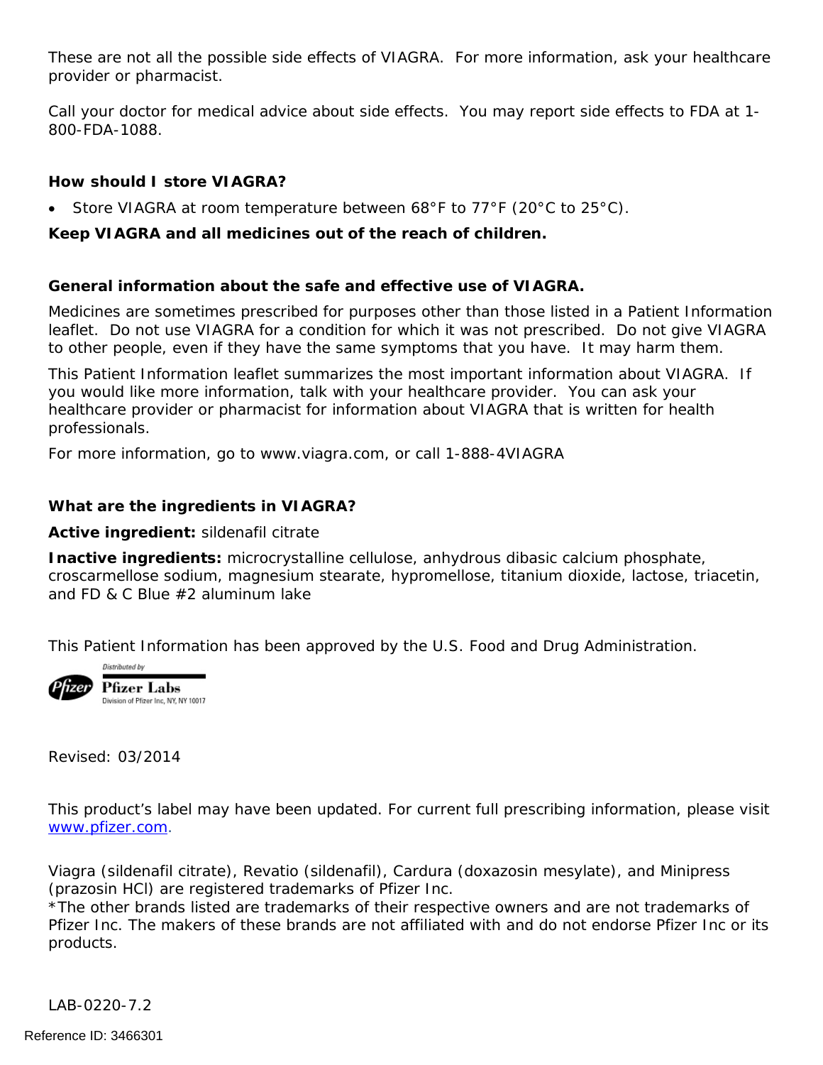These are not all the possible side effects of VIAGRA. For more information, ask your healthcare provider or pharmacist.

Call your doctor for medical advice about side effects. You may report side effects to FDA at 1-800-FDA-1088.

**How should I store VIAGRA?**

- Store VIAGRA at room temperature between 68°F to 77°F (20°C to 25°C).

**Keep VIAGRA and all medicines out of the reach of children.**

**General information about the safe and effective use of VIAGRA.**

Medicines are sometimes prescribed for purposes other than those listed in a Patient Information leaflet. Do not use VIAGRA for a condition for which it was not prescribed. Do not give VIAGRA to other people, even if they have the same symptoms that you have. It may harm them.

This Patient Information leaflet summarizes the most important information about VIAGRA. If you would like more information, talk with your healthcare provider. You can ask your healthcare provider or pharmacist for information about VIAGRA that is written for health professionals.

For more information, go to www.viagra.com, or call 1-888-4VIAGRA

**What are the ingredients in VIAGRA?**

**Active ingredient:** sildenafil citrate

**Inactive ingredients:** microcrystalline cellulose, anhydrous dibasic calcium phosphate, croscarmellose sodium, magnesium stearate, hypromellose, titanium dioxide, lactose, triacetin, and FD & C Blue #2 aluminum lake

This Patient Information has been approved by the U.S. Food and Drug Administration.

Distributed by
Pfizer Labs
Division of Pfizer Inc, NY, NY 10017

Revised: 03/2014

This product's label may have been updated. For current full prescribing information, please visit www.pfizer.com.

Viagra (sildenafil citrate), Revatio (sildenafil), Cardura (doxazosin mesylate), and Minipress (prazosin HCl) are registered trademarks of Pfizer Inc.
*The other brands listed are trademarks of their respective owners and are not trademarks of Pfizer Inc. The makers of these brands are not affiliated with and do not endorse Pfizer Inc or its products.

LAB-0220-7.2

Reference ID: 3466301